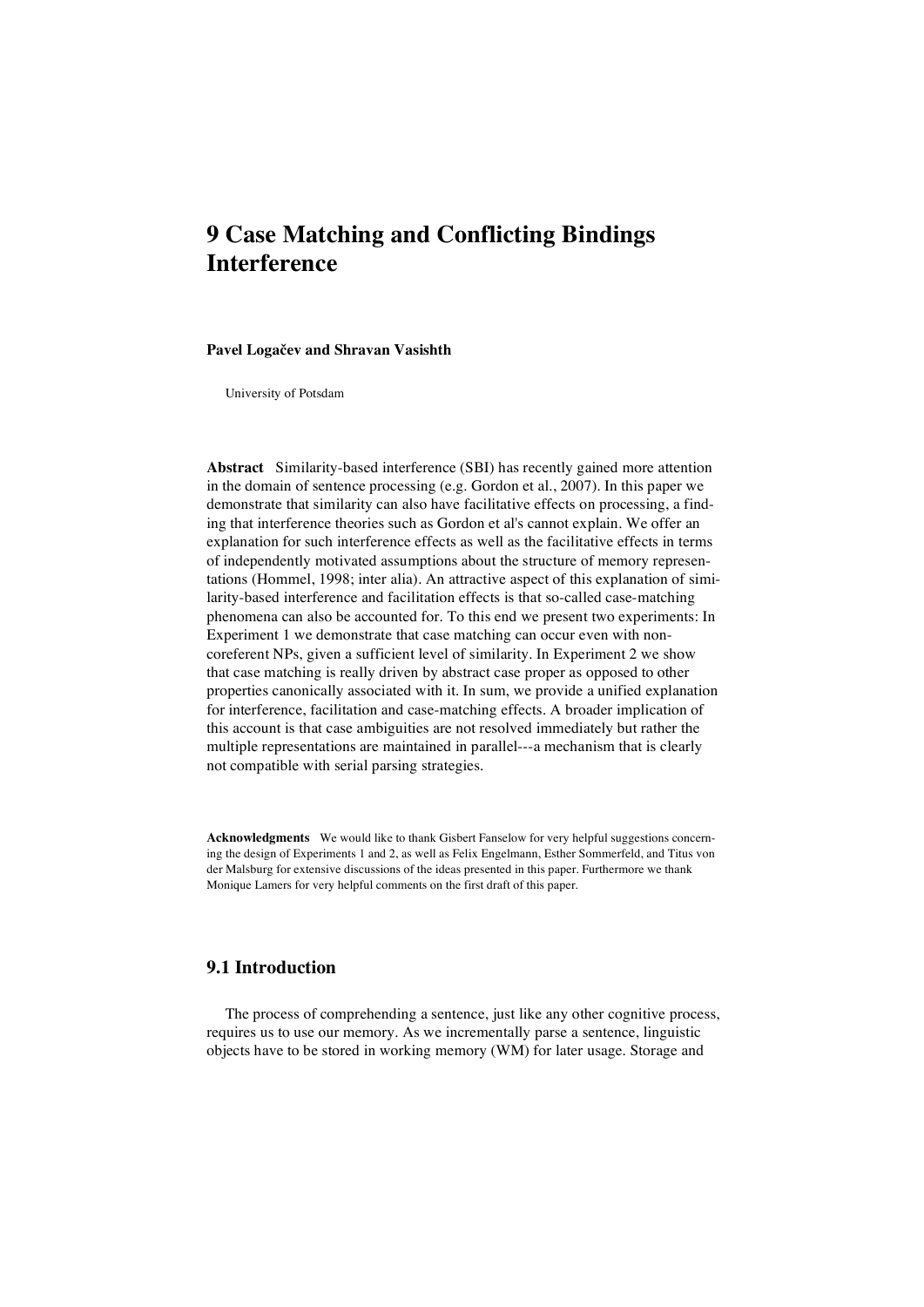# 9 Case Matching and Conflicting Bindings Interference

**Pavel Logačev and Shravan Vasishth**

University of Potsdam

**Abstract** Similarity-based interference (SBI) has recently gained more attention in the domain of sentence processing (e.g. Gordon et al., 2007). In this paper we demonstrate that similarity can also have facilitative effects on processing, a finding that interference theories such as Gordon et al's cannot explain. We offer an explanation for such interference effects as well as the facilitative effects in terms of independently motivated assumptions about the structure of memory representations (Hommel, 1998; inter alia). An attractive aspect of this explanation of similarity-based interference and facilitation effects is that so-called case-matching phenomena can also be accounted for. To this end we present two experiments: In Experiment 1 we demonstrate that case matching can occur even with non-coreferent NPs, given a sufficient level of similarity. In Experiment 2 we show that case matching is really driven by abstract case proper as opposed to other properties canonically associated with it. In sum, we provide a unified explanation for interference, facilitation and case-matching effects. A broader implication of this account is that case ambiguities are not resolved immediately but rather the multiple representations are maintained in parallel---a mechanism that is clearly not compatible with serial parsing strategies.

**Acknowledgments** We would like to thank Gisbert Fanselow for very helpful suggestions concerning the design of Experiments 1 and 2, as well as Felix Engelmann, Esther Sommerfeld, and Titus von der Malsburg for extensive discussions of the ideas presented in this paper. Furthermore we thank Monique Lamers for very helpful comments on the first draft of this paper.

## 9.1 Introduction

The process of comprehending a sentence, just like any other cognitive process, requires us to use our memory. As we incrementally parse a sentence, linguistic objects have to be stored in working memory (WM) for later usage. Storage and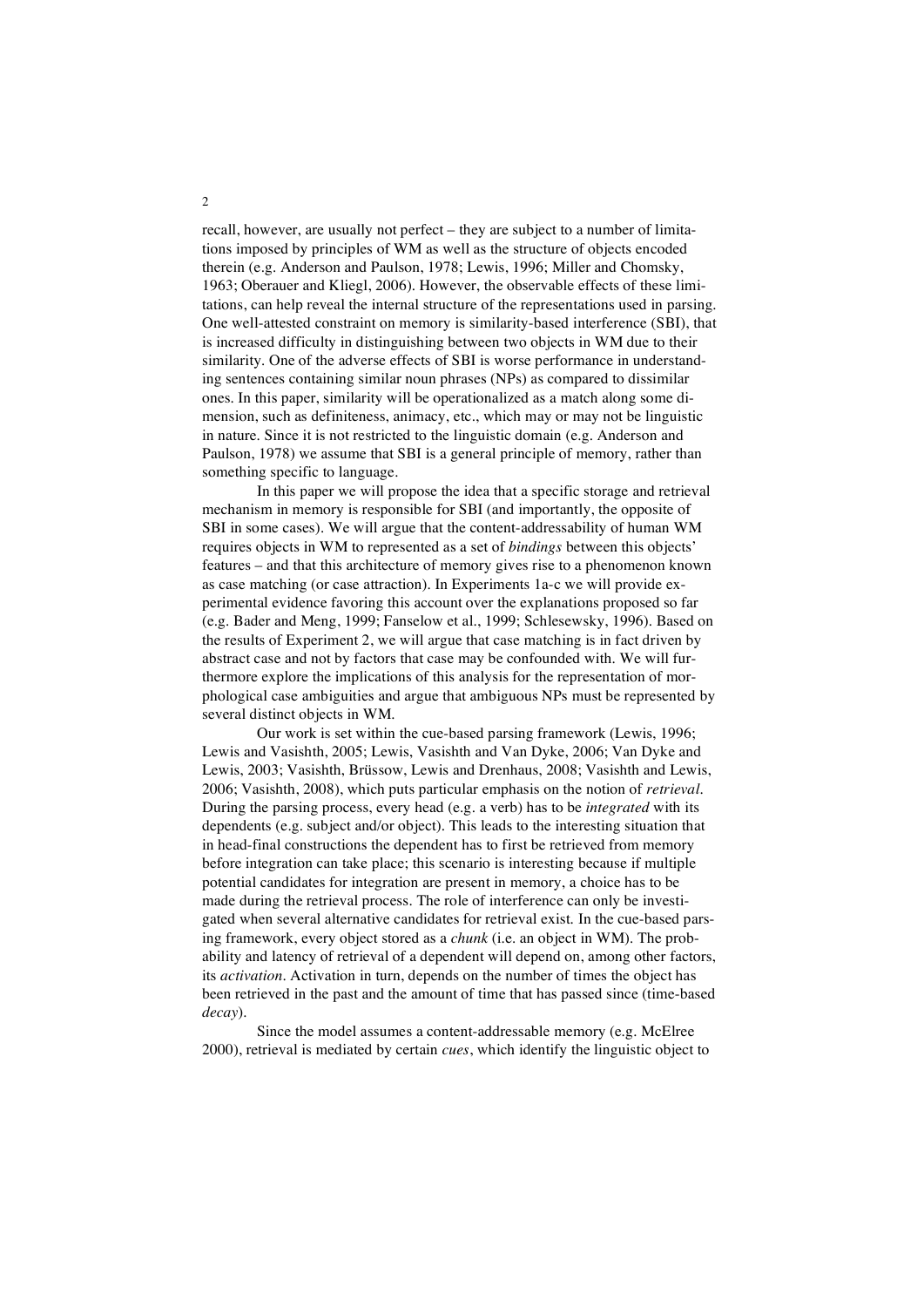recall, however, are usually not perfect – they are subject to a number of limitations imposed by principles of WM as well as the structure of objects encoded therein (e.g. Anderson and Paulson, 1978; Lewis, 1996; Miller and Chomsky, 1963; Oberauer and Kliegl, 2006). However, the observable effects of these limitations, can help reveal the internal structure of the representations used in parsing. One well-attested constraint on memory is similarity-based interference (SBI), that is increased difficulty in distinguishing between two objects in WM due to their similarity. One of the adverse effects of SBI is worse performance in understanding sentences containing similar noun phrases (NPs) as compared to dissimilar ones. In this paper, similarity will be operationalized as a match along some dimension, such as definiteness, animacy, etc., which may or may not be linguistic in nature. Since it is not restricted to the linguistic domain (e.g. Anderson and Paulson, 1978) we assume that SBI is a general principle of memory, rather than something specific to language.

In this paper we will propose the idea that a specific storage and retrieval mechanism in memory is responsible for SBI (and importantly, the opposite of SBI in some cases). We will argue that the content-addressability of human WM requires objects in WM to represented as a set of *bindings* between this objects' features – and that this architecture of memory gives rise to a phenomenon known as case matching (or case attraction). In Experiments 1a-c we will provide experimental evidence favoring this account over the explanations proposed so far (e.g. Bader and Meng, 1999; Fanselow et al., 1999; Schlesewsky, 1996). Based on the results of Experiment 2, we will argue that case matching is in fact driven by abstract case and not by factors that case may be confounded with. We will furthermore explore the implications of this analysis for the representation of morphological case ambiguities and argue that ambiguous NPs must be represented by several distinct objects in WM.

Our work is set within the cue-based parsing framework (Lewis, 1996; Lewis and Vasishth, 2005; Lewis, Vasishth and Van Dyke, 2006; Van Dyke and Lewis, 2003; Vasishth, Brüssow, Lewis and Drenhaus, 2008; Vasishth and Lewis, 2006; Vasishth, 2008), which puts particular emphasis on the notion of *retrieval*. During the parsing process, every head (e.g. a verb) has to be *integrated* with its dependents (e.g. subject and/or object). This leads to the interesting situation that in head-final constructions the dependent has to first be retrieved from memory before integration can take place; this scenario is interesting because if multiple potential candidates for integration are present in memory, a choice has to be made during the retrieval process. The role of interference can only be investigated when several alternative candidates for retrieval exist. In the cue-based parsing framework, every object stored as a *chunk* (i.e. an object in WM). The probability and latency of retrieval of a dependent will depend on, among other factors, its *activation*. Activation in turn, depends on the number of times the object has been retrieved in the past and the amount of time that has passed since (time-based *decay*).

Since the model assumes a content-addressable memory (e.g. McElree 2000), retrieval is mediated by certain *cues*, which identify the linguistic object to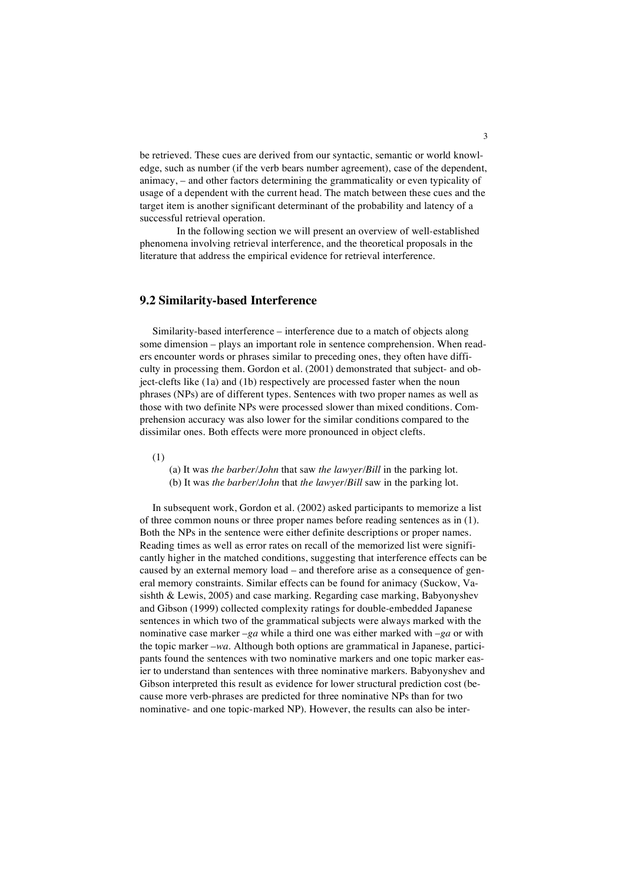be retrieved. These cues are derived from our syntactic, semantic or world knowledge, such as number (if the verb bears number agreement), case of the dependent, animacy, – and other factors determining the grammaticality or even typicality of usage of a dependent with the current head. The match between these cues and the target item is another significant determinant of the probability and latency of a successful retrieval operation.

In the following section we will present an overview of well-established phenomena involving retrieval interference, and the theoretical proposals in the literature that address the empirical evidence for retrieval interference.

## 9.2 Similarity-based Interference

Similarity-based interference – interference due to a match of objects along some dimension – plays an important role in sentence comprehension. When readers encounter words or phrases similar to preceding ones, they often have difficulty in processing them. Gordon et al. (2001) demonstrated that subject- and object-clefts like (1a) and (1b) respectively are processed faster when the noun phrases (NPs) are of different types. Sentences with two proper names as well as those with two definite NPs were processed slower than mixed conditions. Comprehension accuracy was also lower for the similar conditions compared to the dissimilar ones. Both effects were more pronounced in object clefts.

(1)

(a) It was *the barber*/*John* that saw *the lawyer*/*Bill* in the parking lot.
(b) It was *the barber*/*John* that *the lawyer*/*Bill* saw in the parking lot.

In subsequent work, Gordon et al. (2002) asked participants to memorize a list of three common nouns or three proper names before reading sentences as in (1). Both the NPs in the sentence were either definite descriptions or proper names. Reading times as well as error rates on recall of the memorized list were significantly higher in the matched conditions, suggesting that interference effects can be caused by an external memory load – and therefore arise as a consequence of general memory constraints. Similar effects can be found for animacy (Suckow, Vasishth & Lewis, 2005) and case marking. Regarding case marking, Babyonyshev and Gibson (1999) collected complexity ratings for double-embedded Japanese sentences in which two of the grammatical subjects were always marked with the nominative case marker *–ga* while a third one was either marked with *–ga* or with the topic marker *–wa*. Although both options are grammatical in Japanese, participants found the sentences with two nominative markers and one topic marker easier to understand than sentences with three nominative markers. Babyonyshev and Gibson interpreted this result as evidence for lower structural prediction cost (because more verb-phrases are predicted for three nominative NPs than for two nominative- and one topic-marked NP). However, the results can also be inter-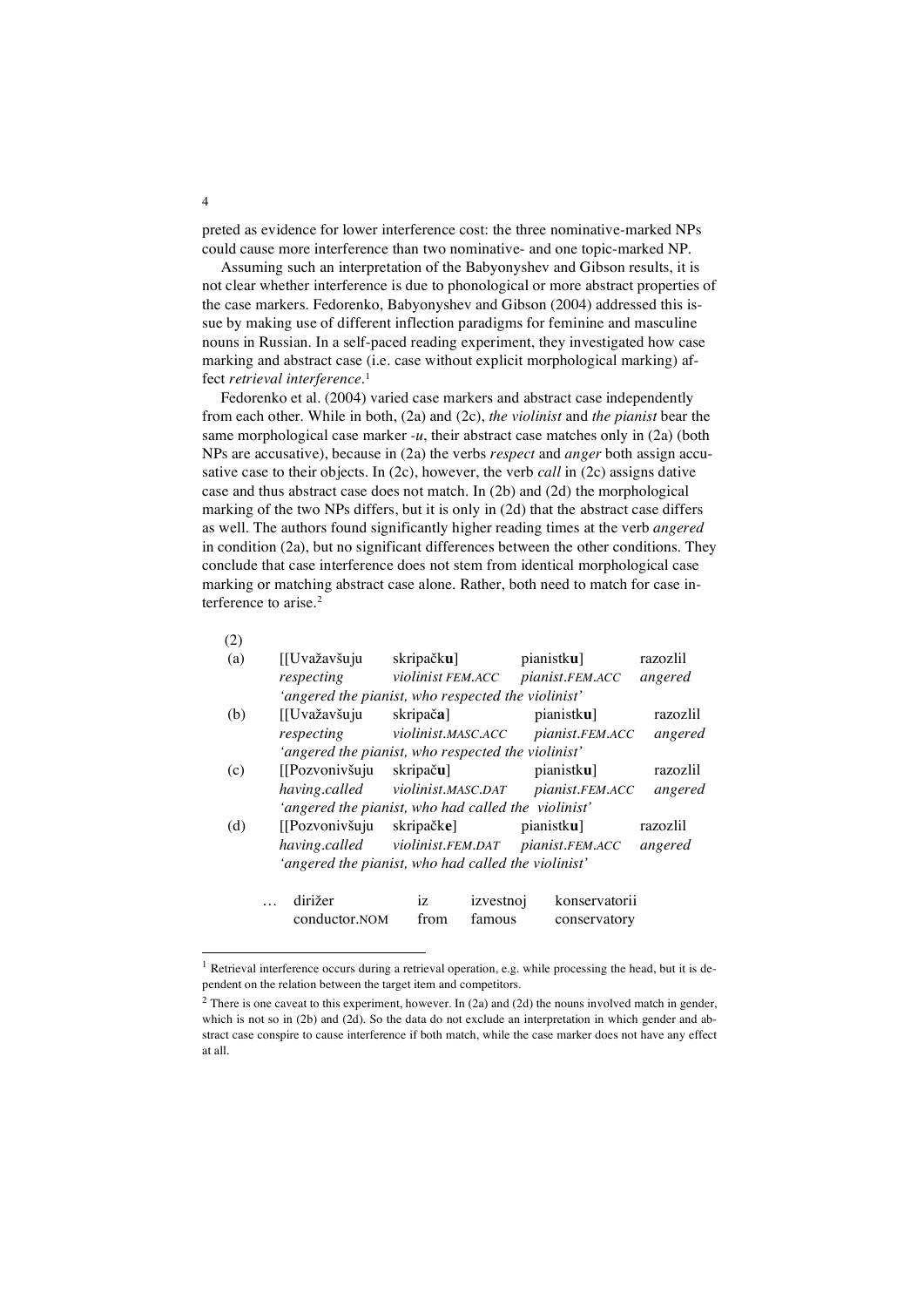preted as evidence for lower interference cost: the three nominative-marked NPs could cause more interference than two nominative- and one topic-marked NP.

Assuming such an interpretation of the Babyonyshev and Gibson results, it is not clear whether interference is due to phonological or more abstract properties of the case markers. Fedorenko, Babyonyshev and Gibson (2004) addressed this issue by making use of different inflection paradigms for feminine and masculine nouns in Russian. In a self-paced reading experiment, they investigated how case marking and abstract case (i.e. case without explicit morphological marking) affect *retrieval interference*.[1]

Fedorenko et al. (2004) varied case markers and abstract case independently from each other. While in both, (2a) and (2c), *the violinist* and *the pianist* bear the same morphological case marker *-u*, their abstract case matches only in (2a) (both NPs are accusative), because in (2a) the verbs *respect* and *anger* both assign accusative case to their objects. In (2c), however, the verb *call* in (2c) assigns dative case and thus abstract case does not match. In (2b) and (2d) the morphological marking of the two NPs differs, but it is only in (2d) that the abstract case differs as well. The authors found significantly higher reading times at the verb *angered* in condition (2a), but no significant differences between the other conditions. They conclude that case interference does not stem from identical morphological case marking or matching abstract case alone. Rather, both need to match for case interference to arise.[2]

(2)

(a) [[Uvažavšuju skripačk**u**] pianistk**u**] razozlil
*respecting violinist FEM.ACC pianist.FEM.ACC angered*
*'angered the pianist, who respected the violinist'*

(b) [[Uvažavšuju skripač**a**] pianistk**u**] razozlil
*respecting violinist.MASC.ACC pianist.FEM.ACC angered*
*'angered the pianist, who respected the violinist'*

(c) [[Pozvonivšuju skripač**u**] pianistk**u**] razozlil
*having.called violinist.MASC.DAT pianist.FEM.ACC angered*
*'angered the pianist, who had called the violinist'*

(d) [[Pozvonivšuju skripačk**e**] pianistk**u**] razozlil
*having.called violinist.FEM.DAT pianist.FEM.ACC angered*
*'angered the pianist, who had called the violinist'*

… dirižer iz izvestnoj konservatorii
conductor.NOM from famous conservatory

---

[1] Retrieval interference occurs during a retrieval operation, e.g. while processing the head, but it is dependent on the relation between the target item and competitors.

[2] There is one caveat to this experiment, however. In (2a) and (2d) the nouns involved match in gender, which is not so in (2b) and (2d). So the data do not exclude an interpretation in which gender and abstract case conspire to cause interference if both match, while the case marker does not have any effect at all.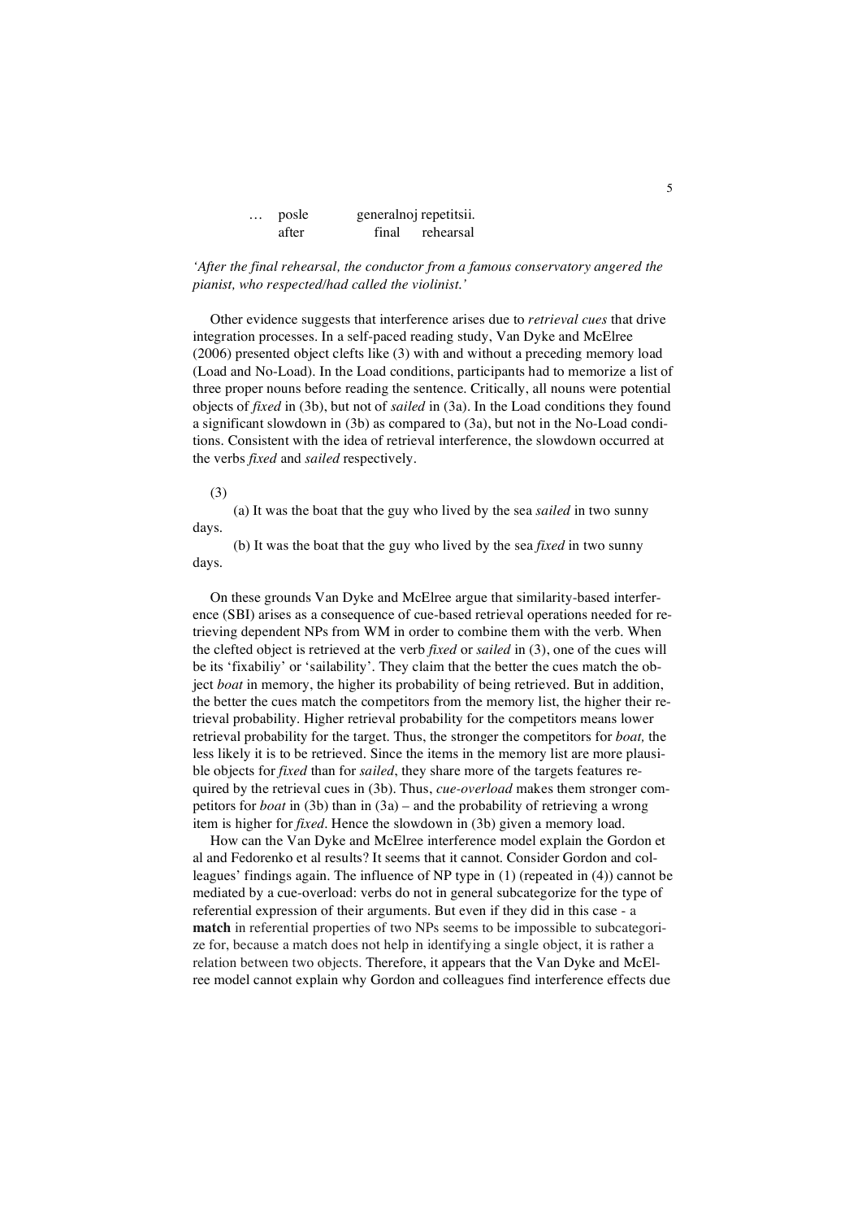… posle generalnoj repetitsii.
  after final rehearsal

*'After the final rehearsal, the conductor from a famous conservatory angered the pianist, who respected/had called the violinist.'*

Other evidence suggests that interference arises due to *retrieval cues* that drive integration processes. In a self-paced reading study, Van Dyke and McElree (2006) presented object clefts like (3) with and without a preceding memory load (Load and No-Load). In the Load conditions, participants had to memorize a list of three proper nouns before reading the sentence. Critically, all nouns were potential objects of *fixed* in (3b), but not of *sailed* in (3a). In the Load conditions they found a significant slowdown in (3b) as compared to (3a), but not in the No-Load conditions. Consistent with the idea of retrieval interference, the slowdown occurred at the verbs *fixed* and *sailed* respectively.

(3)

(a) It was the boat that the guy who lived by the sea *sailed* in two sunny days.

(b) It was the boat that the guy who lived by the sea *fixed* in two sunny days.

On these grounds Van Dyke and McElree argue that similarity-based interference (SBI) arises as a consequence of cue-based retrieval operations needed for retrieving dependent NPs from WM in order to combine them with the verb. When the clefted object is retrieved at the verb *fixed* or *sailed* in (3), one of the cues will be its 'fixabiliy' or 'sailability'. They claim that the better the cues match the object *boat* in memory, the higher its probability of being retrieved. But in addition, the better the cues match the competitors from the memory list, the higher their retrieval probability. Higher retrieval probability for the competitors means lower retrieval probability for the target. Thus, the stronger the competitors for *boat,* the less likely it is to be retrieved. Since the items in the memory list are more plausible objects for *fixed* than for *sailed*, they share more of the targets features required by the retrieval cues in (3b). Thus, *cue-overload* makes them stronger competitors for *boat* in (3b) than in (3a) – and the probability of retrieving a wrong item is higher for *fixed*. Hence the slowdown in (3b) given a memory load.

How can the Van Dyke and McElree interference model explain the Gordon et al and Fedorenko et al results? It seems that it cannot. Consider Gordon and colleagues' findings again. The influence of NP type in (1) (repeated in (4)) cannot be mediated by a cue-overload: verbs do not in general subcategorize for the type of referential expression of their arguments. But even if they did in this case - a **match** in referential properties of two NPs seems to be impossible to subcategorize for, because a match does not help in identifying a single object, it is rather a relation between two objects. Therefore, it appears that the Van Dyke and McElree model cannot explain why Gordon and colleagues find interference effects due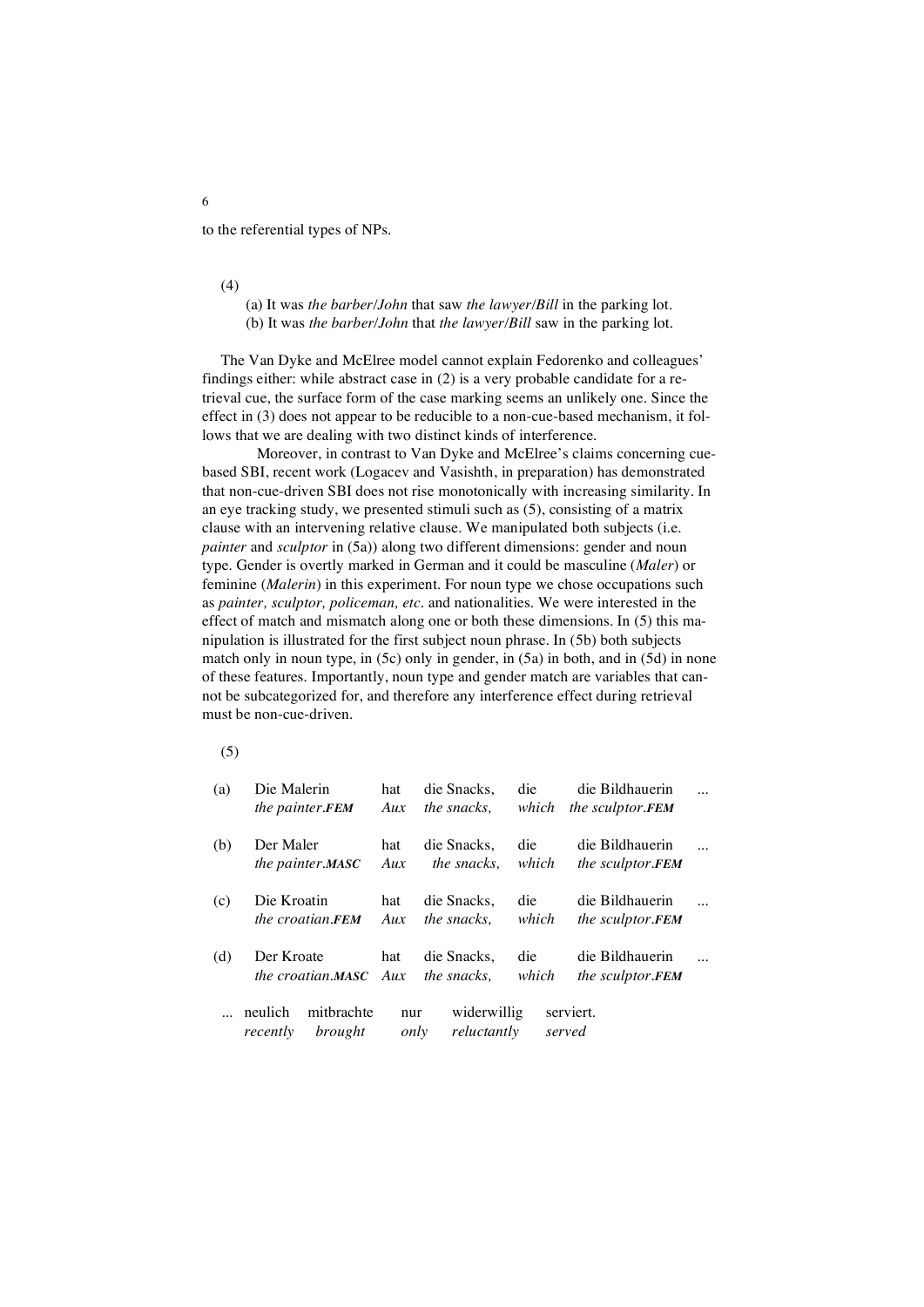to the referential types of NPs.

(4)

(a) It was *the barber*/*John* that saw *the lawyer*/*Bill* in the parking lot.
(b) It was *the barber*/*John* that *the lawyer*/*Bill* saw in the parking lot.

The Van Dyke and McElree model cannot explain Fedorenko and colleagues' findings either: while abstract case in (2) is a very probable candidate for a retrieval cue, the surface form of the case marking seems an unlikely one. Since the effect in (3) does not appear to be reducible to a non-cue-based mechanism, it follows that we are dealing with two distinct kinds of interference.

Moreover, in contrast to Van Dyke and McElree's claims concerning cue-based SBI, recent work (Logacev and Vasishth, in preparation) has demonstrated that non-cue-driven SBI does not rise monotonically with increasing similarity. In an eye tracking study, we presented stimuli such as (5), consisting of a matrix clause with an intervening relative clause. We manipulated both subjects (i.e. *painter* and *sculptor* in (5a)) along two different dimensions: gender and noun type. Gender is overtly marked in German and it could be masculine (*Maler*) or feminine (*Malerin*) in this experiment. For noun type we chose occupations such as *painter, sculptor, policeman, etc.* and nationalities. We were interested in the effect of match and mismatch along one or both these dimensions. In (5) this manipulation is illustrated for the first subject noun phrase. In (5b) both subjects match only in noun type, in (5c) only in gender, in (5a) in both, and in (5d) in none of these features. Importantly, noun type and gender match are variables that cannot be subcategorized for, and therefore any interference effect during retrieval must be non-cue-driven.

(5)

| | | | | | | |
|---|---|---|---|---|---|---|
| (a) | Die Malerin<br>*the painter.**FEM*** | hat<br>*Aux* | die Snacks,<br>*the snacks,* | die<br>*which* | die Bildhauerin<br>*the sculptor.**FEM*** | ... |
| (b) | Der Maler<br>*the painter.**MASC*** | hat<br>*Aux* | die Snacks,<br>*the snacks,* | die<br>*which* | die Bildhauerin<br>*the sculptor.**FEM*** | ... |
| (c) | Die Kroatin<br>*the croatian.**FEM*** | hat<br>*Aux* | die Snacks,<br>*the snacks,* | die<br>*which* | die Bildhauerin<br>*the sculptor.**FEM*** | ... |
| (d) | Der Kroate<br>*the croatian.**MASC*** | hat<br>*Aux* | die Snacks,<br>*the snacks,* | die<br>*which* | die Bildhauerin<br>*the sculptor.**FEM*** | ... |

| | | | | | |
|---|---|---|---|---|---|
| ... | neulich<br>*recently* | mitbrachte<br>*brought* | nur<br>*only* | widerwillig<br>*reluctantly* | serviert.<br>*served* |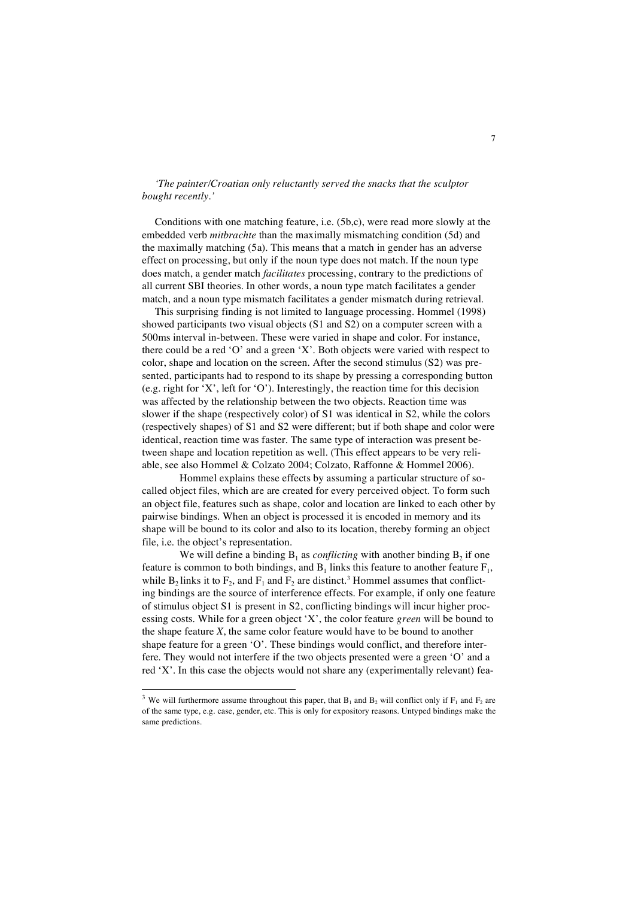*'The painter/Croatian only reluctantly served the snacks that the sculptor bought recently.'*

Conditions with one matching feature, i.e. (5b,c), were read more slowly at the embedded verb *mitbrachte* than the maximally mismatching condition (5d) and the maximally matching (5a). This means that a match in gender has an adverse effect on processing, but only if the noun type does not match. If the noun type does match, a gender match *facilitates* processing, contrary to the predictions of all current SBI theories. In other words, a noun type match facilitates a gender match, and a noun type mismatch facilitates a gender mismatch during retrieval.

This surprising finding is not limited to language processing. Hommel (1998) showed participants two visual objects (S1 and S2) on a computer screen with a 500ms interval in-between. These were varied in shape and color. For instance, there could be a red 'O' and a green 'X'. Both objects were varied with respect to color, shape and location on the screen. After the second stimulus (S2) was presented, participants had to respond to its shape by pressing a corresponding button (e.g. right for 'X', left for 'O'). Interestingly, the reaction time for this decision was affected by the relationship between the two objects. Reaction time was slower if the shape (respectively color) of S1 was identical in S2, while the colors (respectively shapes) of S1 and S2 were different; but if both shape and color were identical, reaction time was faster. The same type of interaction was present between shape and location repetition as well. (This effect appears to be very reliable, see also Hommel & Colzato 2004; Colzato, Raffonne & Hommel 2006).

Hommel explains these effects by assuming a particular structure of so-called object files, which are are created for every perceived object. To form such an object file, features such as shape, color and location are linked to each other by pairwise bindings. When an object is processed it is encoded in memory and its shape will be bound to its color and also to its location, thereby forming an object file, i.e. the object's representation.

We will define a binding $B_1$ as *conflicting* with another binding $B_2$ if one feature is common to both bindings, and $B_1$ links this feature to another feature $F_1$, while $B_2$ links it to $F_2$, and $F_1$ and $F_2$ are distinct.[3] Hommel assumes that conflicting bindings are the source of interference effects. For example, if only one feature of stimulus object S1 is present in S2, conflicting bindings will incur higher processing costs. While for a green object 'X', the color feature *green* will be bound to the shape feature *X*, the same color feature would have to be bound to another shape feature for a green 'O'. These bindings would conflict, and therefore interfere. They would not interfere if the two objects presented were a green 'O' and a red 'X'. In this case the objects would not share any (experimentally relevant) fea-

[3] We will furthermore assume throughout this paper, that $B_1$ and $B_2$ will conflict only if $F_1$ and $F_2$ are of the same type, e.g. case, gender, etc. This is only for expository reasons. Untyped bindings make the same predictions.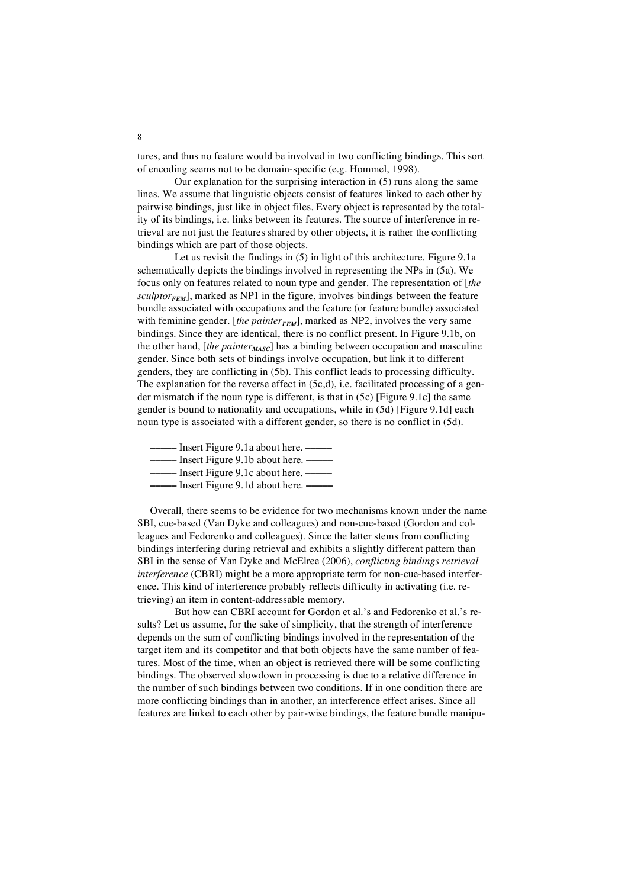tures, and thus no feature would be involved in two conflicting bindings. This sort of encoding seems not to be domain-specific (e.g. Hommel, 1998).

Our explanation for the surprising interaction in (5) runs along the same lines. We assume that linguistic objects consist of features linked to each other by pairwise bindings, just like in object files. Every object is represented by the totality of its bindings, i.e. links between its features. The source of interference in retrieval are not just the features shared by other objects, it is rather the conflicting bindings which are part of those objects.

Let us revisit the findings in (5) in light of this architecture. Figure 9.1a schematically depicts the bindings involved in representing the NPs in (5a). We focus only on features related to noun type and gender. The representation of [*the* $sculptor_{FEM}$], marked as NP1 in the figure, involves bindings between the feature bundle associated with occupations and the feature (or feature bundle) associated with feminine gender. [*the* $painter_{FEM}$], marked as NP2, involves the very same bindings. Since they are identical, there is no conflict present. In Figure 9.1b, on the other hand, [*the* $painter_{MASC}$] has a binding between occupation and masculine gender. Since both sets of bindings involve occupation, but link it to different genders, they are conflicting in (5b). This conflict leads to processing difficulty. The explanation for the reverse effect in (5c,d), i.e. facilitated processing of a gender mismatch if the noun type is different, is that in (5c) [Figure 9.1c] the same gender is bound to nationality and occupations, while in (5d) [Figure 9.1d] each noun type is associated with a different gender, so there is no conflict in (5d).

——— Insert Figure 9.1a about here. ———

——— Insert Figure 9.1b about here. ———

——— Insert Figure 9.1c about here. ———

——— Insert Figure 9.1d about here. ———

Overall, there seems to be evidence for two mechanisms known under the name SBI, cue-based (Van Dyke and colleagues) and non-cue-based (Gordon and colleagues and Fedorenko and colleagues). Since the latter stems from conflicting bindings interfering during retrieval and exhibits a slightly different pattern than SBI in the sense of Van Dyke and McElree (2006), *conflicting bindings retrieval interference* (CBRI) might be a more appropriate term for non-cue-based interference. This kind of interference probably reflects difficulty in activating (i.e. retrieving) an item in content-addressable memory.

But how can CBRI account for Gordon et al.'s and Fedorenko et al.'s results? Let us assume, for the sake of simplicity, that the strength of interference depends on the sum of conflicting bindings involved in the representation of the target item and its competitor and that both objects have the same number of features. Most of the time, when an object is retrieved there will be some conflicting bindings. The observed slowdown in processing is due to a relative difference in the number of such bindings between two conditions. If in one condition there are more conflicting bindings than in another, an interference effect arises. Since all features are linked to each other by pair-wise bindings, the feature bundle manipu-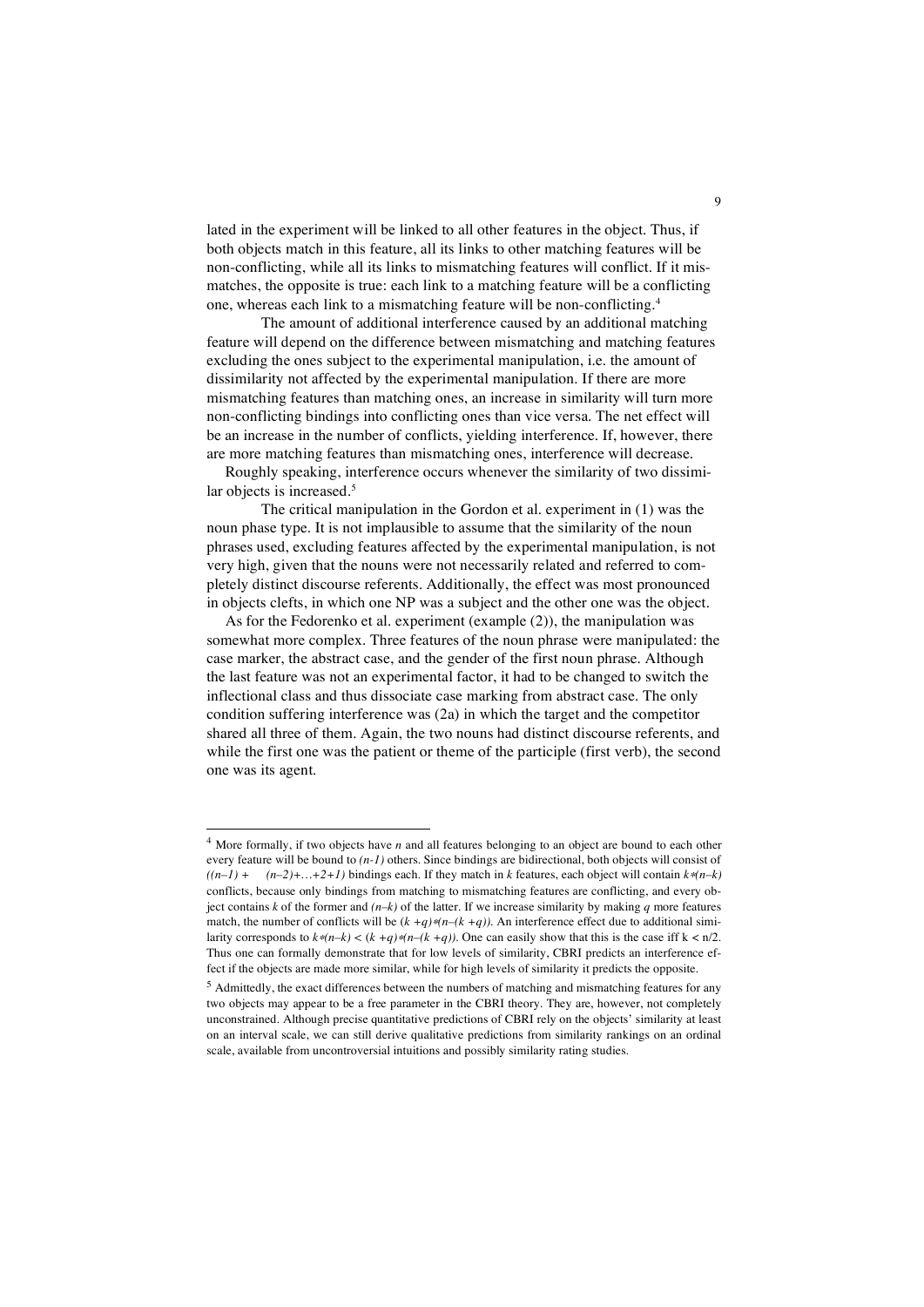lated in the experiment will be linked to all other features in the object. Thus, if both objects match in this feature, all its links to other matching features will be non-conflicting, while all its links to mismatching features will conflict. If it mismatches, the opposite is true: each link to a matching feature will be a conflicting one, whereas each link to a mismatching feature will be non-conflicting.[4]

The amount of additional interference caused by an additional matching feature will depend on the difference between mismatching and matching features excluding the ones subject to the experimental manipulation, i.e. the amount of dissimilarity not affected by the experimental manipulation. If there are more mismatching features than matching ones, an increase in similarity will turn more non-conflicting bindings into conflicting ones than vice versa. The net effect will be an increase in the number of conflicts, yielding interference. If, however, there are more matching features than mismatching ones, interference will decrease.

Roughly speaking, interference occurs whenever the similarity of two dissimilar objects is increased.[5]

The critical manipulation in the Gordon et al. experiment in (1) was the noun phase type. It is not implausible to assume that the similarity of the noun phrases used, excluding features affected by the experimental manipulation, is not very high, given that the nouns were not necessarily related and referred to completely distinct discourse referents. Additionally, the effect was most pronounced in objects clefts, in which one NP was a subject and the other one was the object.

As for the Fedorenko et al. experiment (example (2)), the manipulation was somewhat more complex. Three features of the noun phrase were manipulated: the case marker, the abstract case, and the gender of the first noun phrase. Although the last feature was not an experimental factor, it had to be changed to switch the inflectional class and thus dissociate case marking from abstract case. The only condition suffering interference was (2a) in which the target and the competitor shared all three of them. Again, the two nouns had distinct discourse referents, and while the first one was the patient or theme of the participle (first verb), the second one was its agent.

---

[4] More formally, if two objects have $n$ and all features belonging to an object are bound to each other every feature will be bound to $(n-1)$ others. Since bindings are bidirectional, both objects will consist of $((n-1) + (n-2)+\ldots+2+1)$ bindings each. If they match in $k$ features, each object will contain $k*(n-k)$ conflicts, because only bindings from matching to mismatching features are conflicting, and every object contains $k$ of the former and $(n-k)$ of the latter. If we increase similarity by making $q$ more features match, the number of conflicts will be $(k+q)*(n-(k+q))$. An interference effect due to additional similarity corresponds to $k*(n-k) < (k+q)*(n-(k+q))$. One can easily show that this is the case iff $k < n/2$. Thus one can formally demonstrate that for low levels of similarity, CBRI predicts an interference effect if the objects are made more similar, while for high levels of similarity it predicts the opposite.

[5] Admittedly, the exact differences between the numbers of matching and mismatching features for any two objects may appear to be a free parameter in the CBRI theory. They are, however, not completely unconstrained. Although precise quantitative predictions of CBRI rely on the objects' similarity at least on an interval scale, we can still derive qualitative predictions from similarity rankings on an ordinal scale, available from uncontroversial intuitions and possibly similarity rating studies.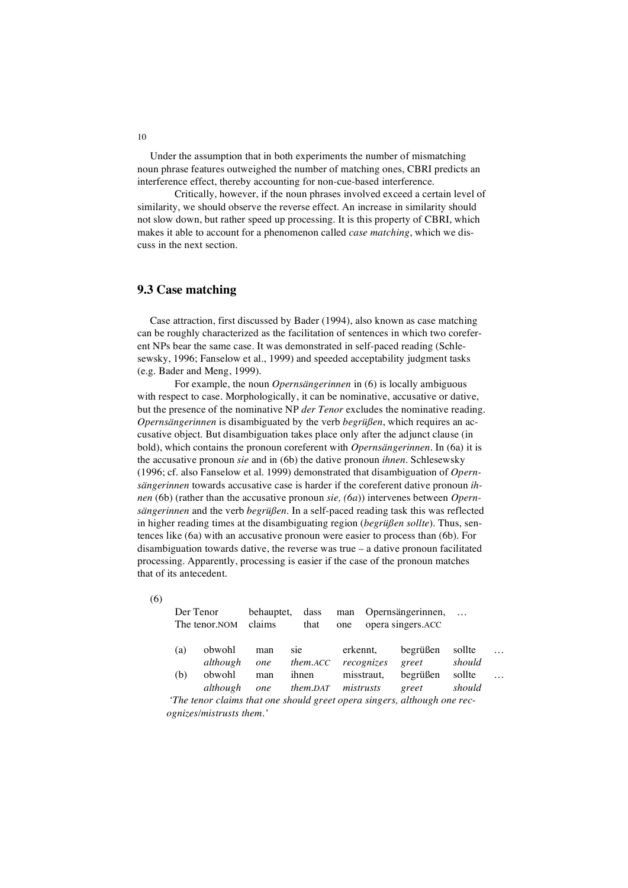Under the assumption that in both experiments the number of mismatching noun phrase features outweighed the number of matching ones, CBRI predicts an interference effect, thereby accounting for non-cue-based interference.

Critically, however, if the noun phrases involved exceed a certain level of similarity, we should observe the reverse effect. An increase in similarity should not slow down, but rather speed up processing. It is this property of CBRI, which makes it able to account for a phenomenon called *case matching*, which we discuss in the next section.

## 9.3 Case matching

Case attraction, first discussed by Bader (1994), also known as case matching can be roughly characterized as the facilitation of sentences in which two coreferent NPs bear the same case. It was demonstrated in self-paced reading (Schlesewsky, 1996; Fanselow et al., 1999) and speeded acceptability judgment tasks (e.g. Bader and Meng, 1999).

For example, the noun *Opernsängerinnen* in (6) is locally ambiguous with respect to case. Morphologically, it can be nominative, accusative or dative, but the presence of the nominative NP *der Tenor* excludes the nominative reading. *Opernsängerinnen* is disambiguated by the verb *begrüßen*, which requires an accusative object. But disambiguation takes place only after the adjunct clause (in bold), which contains the pronoun coreferent with *Opernsängerinnen*. In (6a) it is the accusative pronoun *sie* and in (6b) the dative pronoun *ihnen*. Schlesewsky (1996; cf. also Fanselow et al. 1999) demonstrated that disambiguation of *Opernsängerinnen* towards accusative case is harder if the coreferent dative pronoun *ihnen* (6b) (rather than the accusative pronoun *sie, (6a)*) intervenes between *Opernsängerinnen* and the verb *begrüßen*. In a self-paced reading task this was reflected in higher reading times at the disambiguating region (*begrüßen sollte*). Thus, sentences like (6a) with an accusative pronoun were easier to process than (6b). For disambiguation towards dative, the reverse was true – a dative pronoun facilitated processing. Apparently, processing is easier if the case of the pronoun matches that of its antecedent.

(6)

| | | | | | | | |
|---|---|---|---|---|---|---|---|
| Der Tenor | behauptet, | dass | man | Opernsängerinnen, | … | | |
| The tenor.NOM | claims | that | one | opera singers.ACC | | | |

| | | | | | | | |
|---|---|---|---|---|---|---|---|
| (a) | obwohl | man | sie | erkennt, | begrüßen | sollte | … |
| | *although* | *one* | *them.ACC* | *recognizes* | *greet* | *should* | |
| (b) | obwohl | man | ihnen | misstraut, | begrüßen | sollte | … |
| | *although* | *one* | *them.DAT* | *mistrusts* | *greet* | *should* | |

*'The tenor claims that one should greet opera singers, although one recognizes/mistrusts them.'*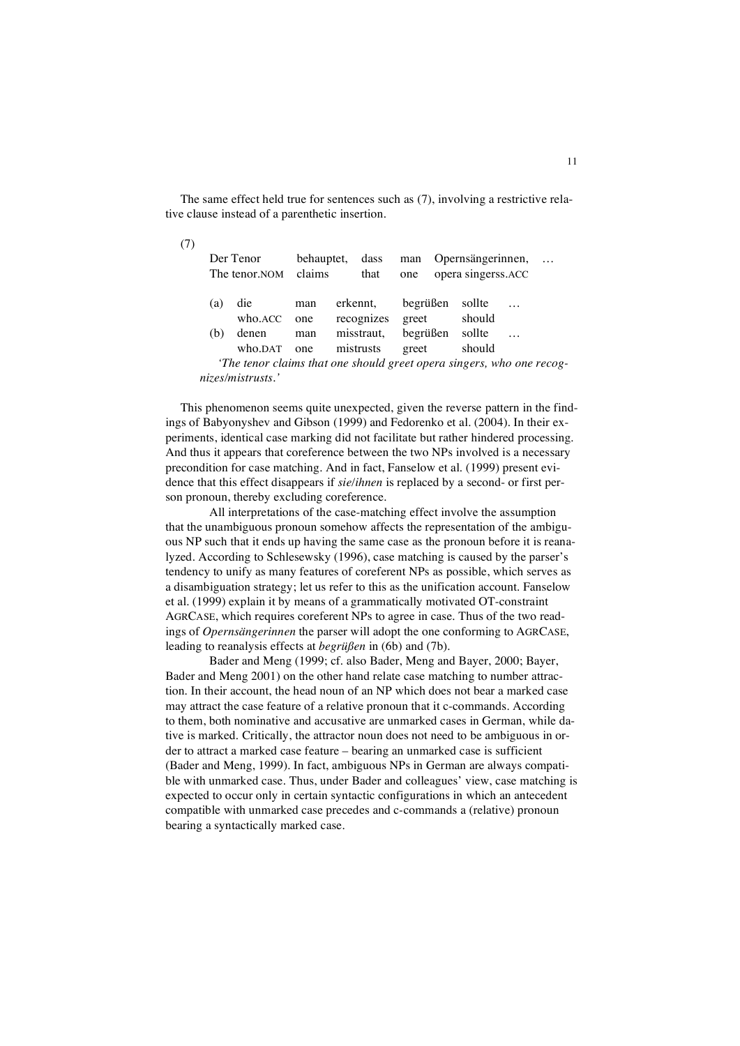The same effect held true for sentences such as (7), involving a restrictive relative clause instead of a parenthetic insertion.

(7)

| | | | | | | |
|---|---|---|---|---|---|---|
| Der Tenor | behauptet, | dass | man | Opernsängerinnen, | … | |
| The tenor.NOM | claims | that | one | opera singerss.ACC | | |

| | | | | | | |
|---|---|---|---|---|---|---|
| (a) | die | man | erkennt, | begrüßen | sollte | … |
| | who.ACC | one | recognizes | greet | should | |
| (b) | denen | man | misstraut, | begrüßen | sollte | … |
| | who.DAT | one | mistrusts | greet | should | |

*'The tenor claims that one should greet opera singers, who one recognizes/mistrusts.'*

This phenomenon seems quite unexpected, given the reverse pattern in the findings of Babyonyshev and Gibson (1999) and Fedorenko et al. (2004). In their experiments, identical case marking did not facilitate but rather hindered processing. And thus it appears that coreference between the two NPs involved is a necessary precondition for case matching. And in fact, Fanselow et al. (1999) present evidence that this effect disappears if *sie*/*ihnen* is replaced by a second- or first person pronoun, thereby excluding coreference.

All interpretations of the case-matching effect involve the assumption that the unambiguous pronoun somehow affects the representation of the ambiguous NP such that it ends up having the same case as the pronoun before it is reanalyzed. According to Schlesewsky (1996), case matching is caused by the parser's tendency to unify as many features of coreferent NPs as possible, which serves as a disambiguation strategy; let us refer to this as the unification account. Fanselow et al. (1999) explain it by means of a grammatically motivated OT-constraint AGRCASE, which requires coreferent NPs to agree in case. Thus of the two readings of *Opernsängerinnen* the parser will adopt the one conforming to AGRCASE, leading to reanalysis effects at *begrüßen* in (6b) and (7b).

Bader and Meng (1999; cf. also Bader, Meng and Bayer, 2000; Bayer, Bader and Meng 2001) on the other hand relate case matching to number attraction. In their account, the head noun of an NP which does not bear a marked case may attract the case feature of a relative pronoun that it c-commands. According to them, both nominative and accusative are unmarked cases in German, while dative is marked. Critically, the attractor noun does not need to be ambiguous in order to attract a marked case feature – bearing an unmarked case is sufficient (Bader and Meng, 1999). In fact, ambiguous NPs in German are always compatible with unmarked case. Thus, under Bader and colleagues' view, case matching is expected to occur only in certain syntactic configurations in which an antecedent compatible with unmarked case precedes and c-commands a (relative) pronoun bearing a syntactically marked case.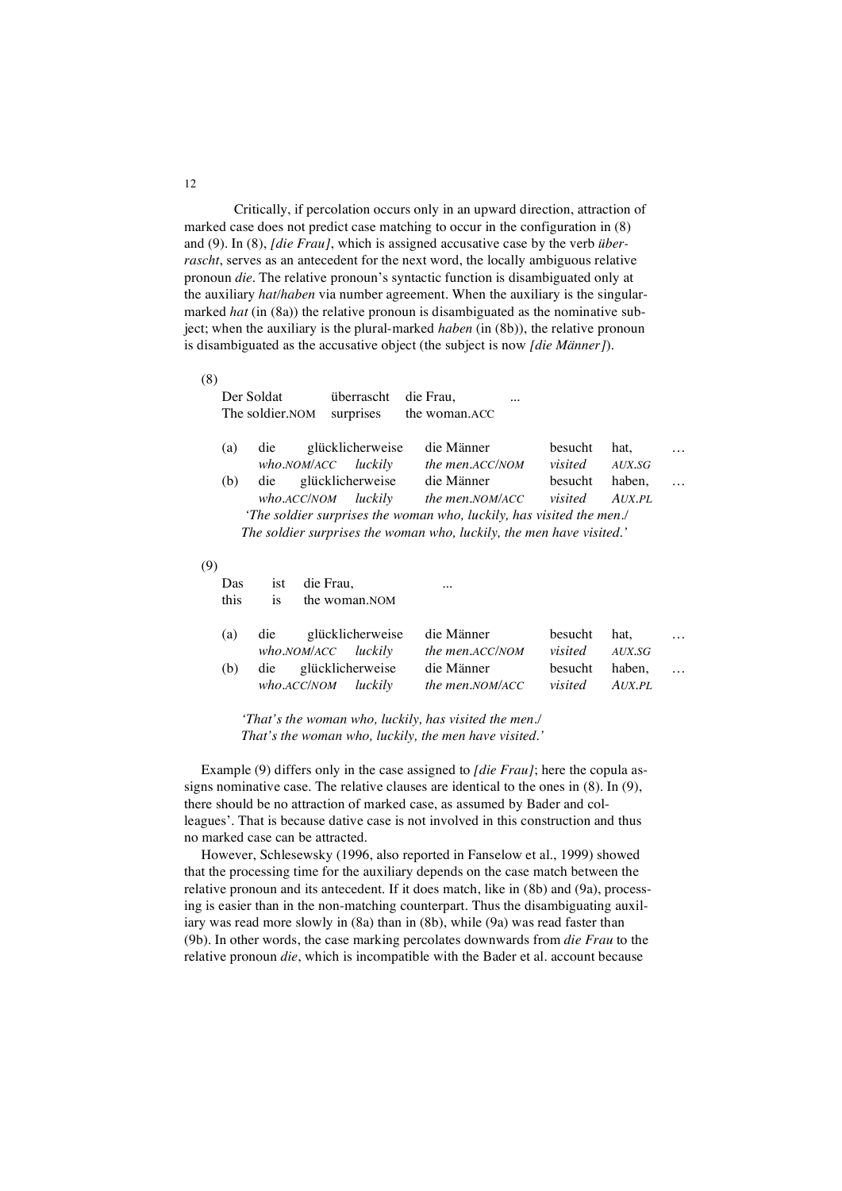Critically, if percolation occurs only in an upward direction, attraction of marked case does not predict case matching to occur in the configuration in (8) and (9). In (8), *[die Frau]*, which is assigned accusative case by the verb *überrascht*, serves as an antecedent for the next word, the locally ambiguous relative pronoun *die*. The relative pronoun's syntactic function is disambiguated only at the auxiliary *hat/haben* via number agreement. When the auxiliary is the singular-marked *hat* (in (8a)) the relative pronoun is disambiguated as the nominative subject; when the auxiliary is the plural-marked *haben* (in (8b)), the relative pronoun is disambiguated as the accusative object (the subject is now *[die Männer]*).

(8)

| | Der Soldat | | überrascht | die Frau, | | ... |
|---|---|---|---|---|---|---|
| | The soldier.NOM | | surprises | the woman.ACC | | |

| | | | | | | |
|---|---|---|---|---|---|---|
| (a) | die | glücklicherweise | die Männer | besucht | hat, | … |
| | *who.NOM/ACC* | *luckily* | *the men.ACC/NOM* | *visited* | *AUX.SG* | |
| (b) | die | glücklicherweise | die Männer | besucht | haben, | … |
| | *who.ACC/NOM* | *luckily* | *the men.NOM/ACC* | *visited* | *AUX.PL* | |

*'The soldier surprises the woman who, luckily, has visited the men./*
*The soldier surprises the woman who, luckily, the men have visited.'*

(9)

| Das | ist | die Frau, | ... |
|---|---|---|---|
| this | is | the woman.NOM | |

| | | | | | | |
|---|---|---|---|---|---|---|
| (a) | die | glücklicherweise | die Männer | besucht | hat, | … |
| | *who.NOM/ACC* | *luckily* | *the men.ACC/NOM* | *visited* | *AUX.SG* | |
| (b) | die | glücklicherweise | die Männer | besucht | haben, | … |
| | *who.ACC/NOM* | *luckily* | *the men.NOM/ACC* | *visited* | *AUX.PL* | |

*'That's the woman who, luckily, has visited the men./*
*That's the woman who, luckily, the men have visited.'*

Example (9) differs only in the case assigned to *[die Frau]*; here the copula assigns nominative case. The relative clauses are identical to the ones in (8). In (9), there should be no attraction of marked case, as assumed by Bader and colleagues'. That is because dative case is not involved in this construction and thus no marked case can be attracted.

However, Schlesewsky (1996, also reported in Fanselow et al., 1999) showed that the processing time for the auxiliary depends on the case match between the relative pronoun and its antecedent. If it does match, like in (8b) and (9a), processing is easier than in the non-matching counterpart. Thus the disambiguating auxiliary was read more slowly in (8a) than in (8b), while (9a) was read faster than (9b). In other words, the case marking percolates downwards from *die Frau* to the relative pronoun *die*, which is incompatible with the Bader et al. account because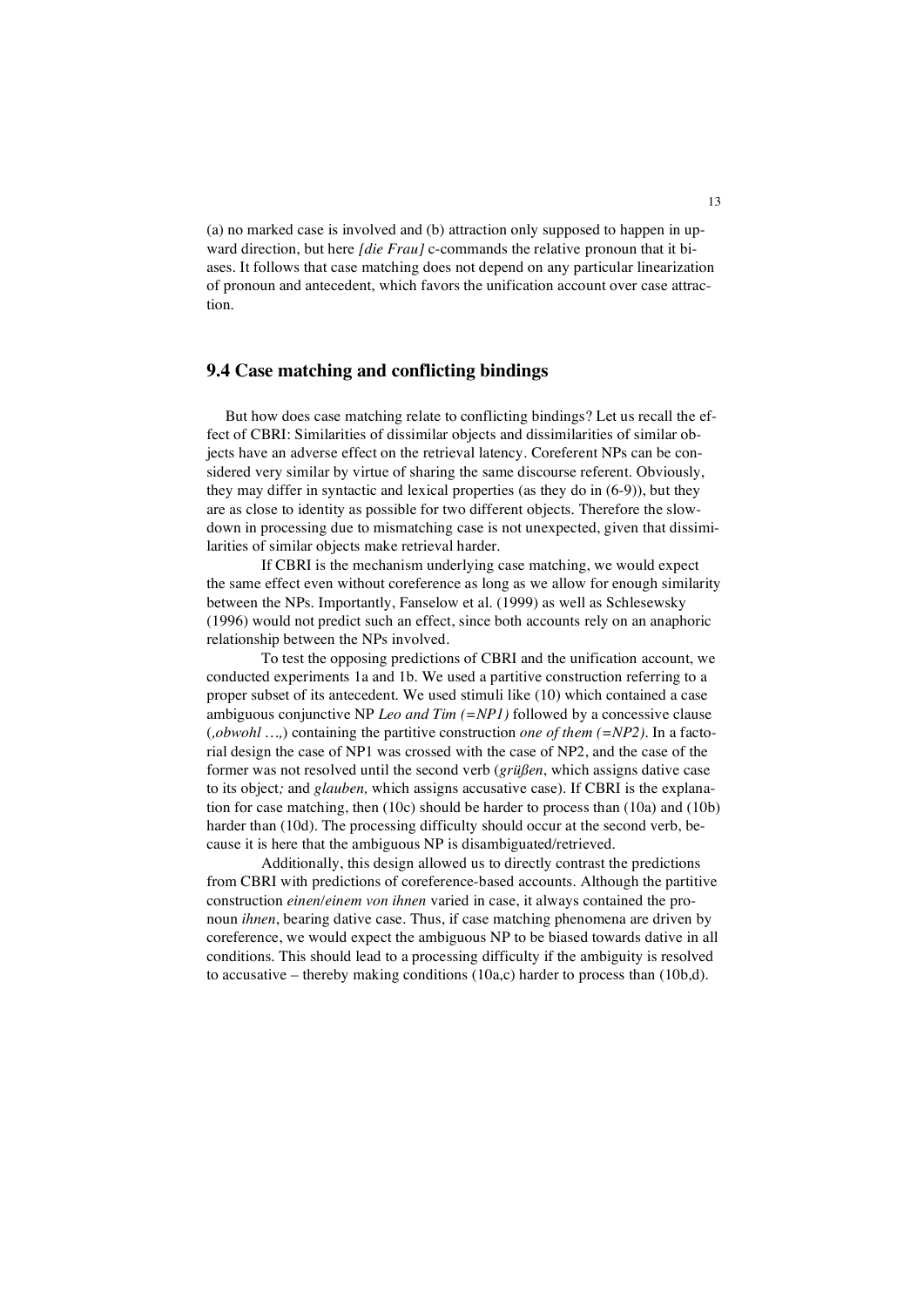(a) no marked case is involved and (b) attraction only supposed to happen in upward direction, but here *[die Frau]* c-commands the relative pronoun that it biases. It follows that case matching does not depend on any particular linearization of pronoun and antecedent, which favors the unification account over case attraction.

## 9.4 Case matching and conflicting bindings

But how does case matching relate to conflicting bindings? Let us recall the effect of CBRI: Similarities of dissimilar objects and dissimilarities of similar objects have an adverse effect on the retrieval latency. Coreferent NPs can be considered very similar by virtue of sharing the same discourse referent. Obviously, they may differ in syntactic and lexical properties (as they do in (6-9)), but they are as close to identity as possible for two different objects. Therefore the slowdown in processing due to mismatching case is not unexpected, given that dissimilarities of similar objects make retrieval harder.

If CBRI is the mechanism underlying case matching, we would expect the same effect even without coreference as long as we allow for enough similarity between the NPs. Importantly, Fanselow et al. (1999) as well as Schlesewsky (1996) would not predict such an effect, since both accounts rely on an anaphoric relationship between the NPs involved.

To test the opposing predictions of CBRI and the unification account, we conducted experiments 1a and 1b. We used a partitive construction referring to a proper subset of its antecedent. We used stimuli like (10) which contained a case ambiguous conjunctive NP *Leo and Tim (=NP1)* followed by a concessive clause (*,obwohl …,*) containing the partitive construction *one of them (=NP2)*. In a factorial design the case of NP1 was crossed with the case of NP2, and the case of the former was not resolved until the second verb (*grüßen*, which assigns dative case to its object*;* and *glauben,* which assigns accusative case). If CBRI is the explanation for case matching, then (10c) should be harder to process than (10a) and (10b) harder than (10d). The processing difficulty should occur at the second verb, because it is here that the ambiguous NP is disambiguated/retrieved.

Additionally, this design allowed us to directly contrast the predictions from CBRI with predictions of coreference-based accounts. Although the partitive construction *einen*/*einem von ihnen* varied in case, it always contained the pronoun *ihnen*, bearing dative case. Thus, if case matching phenomena are driven by coreference, we would expect the ambiguous NP to be biased towards dative in all conditions. This should lead to a processing difficulty if the ambiguity is resolved to accusative – thereby making conditions (10a,c) harder to process than (10b,d).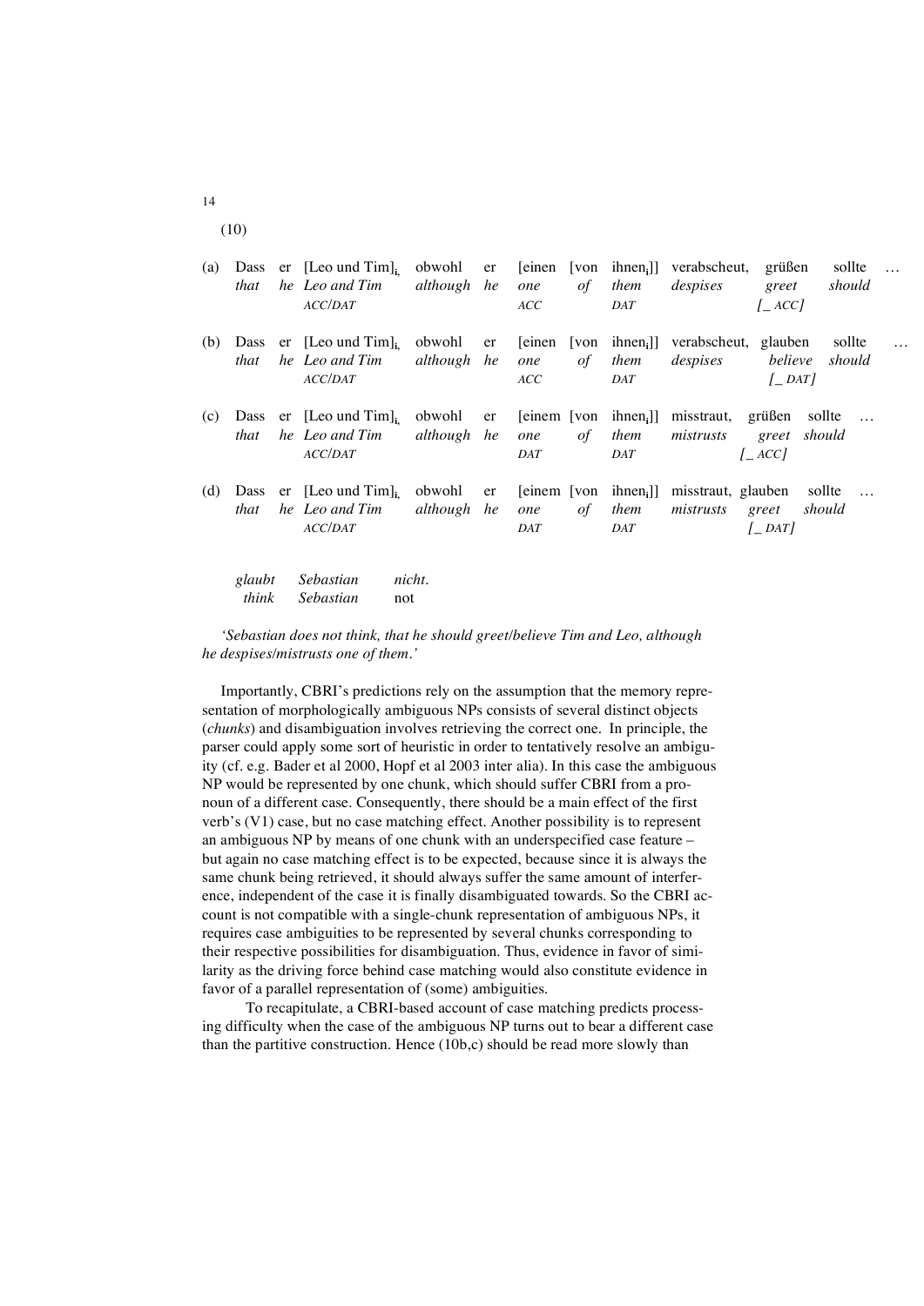(10)

(a) Dass er [Leo und Tim]$_{i,}$ obwohl er [einen [von ihnen$_i$]] verabscheut, grüßen sollte …
*that he Leo and Tim although he one of them despises greet should*
*ACC/DAT ACC DAT [_ ACC]*

(b) Dass er [Leo und Tim]$_{i,}$ obwohl er [einen [von ihnen$_i$]] verabscheut, glauben sollte …
*that he Leo and Tim although he one of them despises believe should*
*ACC/DAT ACC DAT [_ DAT]*

(c) Dass er [Leo und Tim]$_{i,}$ obwohl er [einem [von ihnen$_i$]] misstraut, grüßen sollte …
*that he Leo and Tim although he one of them mistrusts greet should*
*ACC/DAT DAT DAT [_ ACC]*

(d) Dass er [Leo und Tim]$_{i,}$ obwohl er [einem [von ihnen$_i$]] misstraut, glauben sollte …
*that he Leo and Tim although he one of them mistrusts greet should*
*ACC/DAT DAT DAT [_ DAT]*

*glaubt Sebastian nicht.*
*think Sebastian* not

*'Sebastian does not think, that he should greet/believe Tim and Leo, although he despises/mistrusts one of them.'*

Importantly, CBRI's predictions rely on the assumption that the memory representation of morphologically ambiguous NPs consists of several distinct objects (*chunks*) and disambiguation involves retrieving the correct one. In principle, the parser could apply some sort of heuristic in order to tentatively resolve an ambiguity (cf. e.g. Bader et al 2000, Hopf et al 2003 inter alia). In this case the ambiguous NP would be represented by one chunk, which should suffer CBRI from a pronoun of a different case. Consequently, there should be a main effect of the first verb's (V1) case, but no case matching effect. Another possibility is to represent an ambiguous NP by means of one chunk with an underspecified case feature – but again no case matching effect is to be expected, because since it is always the same chunk being retrieved, it should always suffer the same amount of interference, independent of the case it is finally disambiguated towards. So the CBRI account is not compatible with a single-chunk representation of ambiguous NPs, it requires case ambiguities to be represented by several chunks corresponding to their respective possibilities for disambiguation. Thus, evidence in favor of similarity as the driving force behind case matching would also constitute evidence in favor of a parallel representation of (some) ambiguities.

To recapitulate, a CBRI-based account of case matching predicts processing difficulty when the case of the ambiguous NP turns out to bear a different case than the partitive construction. Hence (10b,c) should be read more slowly than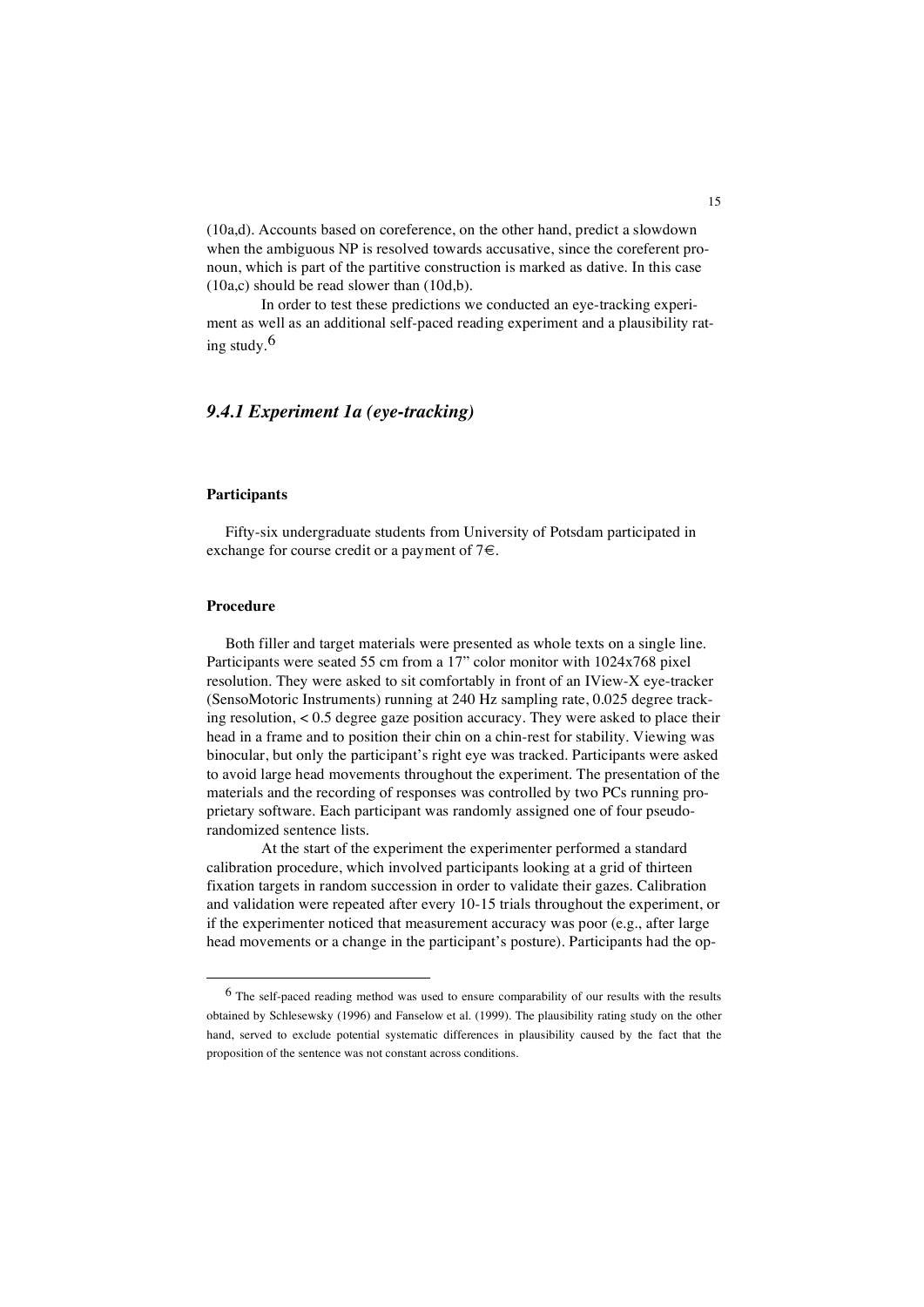(10a,d). Accounts based on coreference, on the other hand, predict a slowdown when the ambiguous NP is resolved towards accusative, since the coreferent pronoun, which is part of the partitive construction is marked as dative. In this case (10a,c) should be read slower than (10d,b).

In order to test these predictions we conducted an eye-tracking experiment as well as an additional self-paced reading experiment and a plausibility rating study.[6]

### *9.4.1 Experiment 1a (eye-tracking)*

#### Participants

Fifty-six undergraduate students from University of Potsdam participated in exchange for course credit or a payment of 7€.

#### Procedure

Both filler and target materials were presented as whole texts on a single line. Participants were seated 55 cm from a 17" color monitor with 1024x768 pixel resolution. They were asked to sit comfortably in front of an IView-X eye-tracker (SensoMotoric Instruments) running at 240 Hz sampling rate, 0.025 degree tracking resolution, < 0.5 degree gaze position accuracy. They were asked to place their head in a frame and to position their chin on a chin-rest for stability. Viewing was binocular, but only the participant's right eye was tracked. Participants were asked to avoid large head movements throughout the experiment. The presentation of the materials and the recording of responses was controlled by two PCs running proprietary software. Each participant was randomly assigned one of four pseudo-randomized sentence lists.

At the start of the experiment the experimenter performed a standard calibration procedure, which involved participants looking at a grid of thirteen fixation targets in random succession in order to validate their gazes. Calibration and validation were repeated after every 10-15 trials throughout the experiment, or if the experimenter noticed that measurement accuracy was poor (e.g., after large head movements or a change in the participant's posture). Participants had the op-

---

[6] The self-paced reading method was used to ensure comparability of our results with the results obtained by Schlesewsky (1996) and Fanselow et al. (1999). The plausibility rating study on the other hand, served to exclude potential systematic differences in plausibility caused by the fact that the proposition of the sentence was not constant across conditions.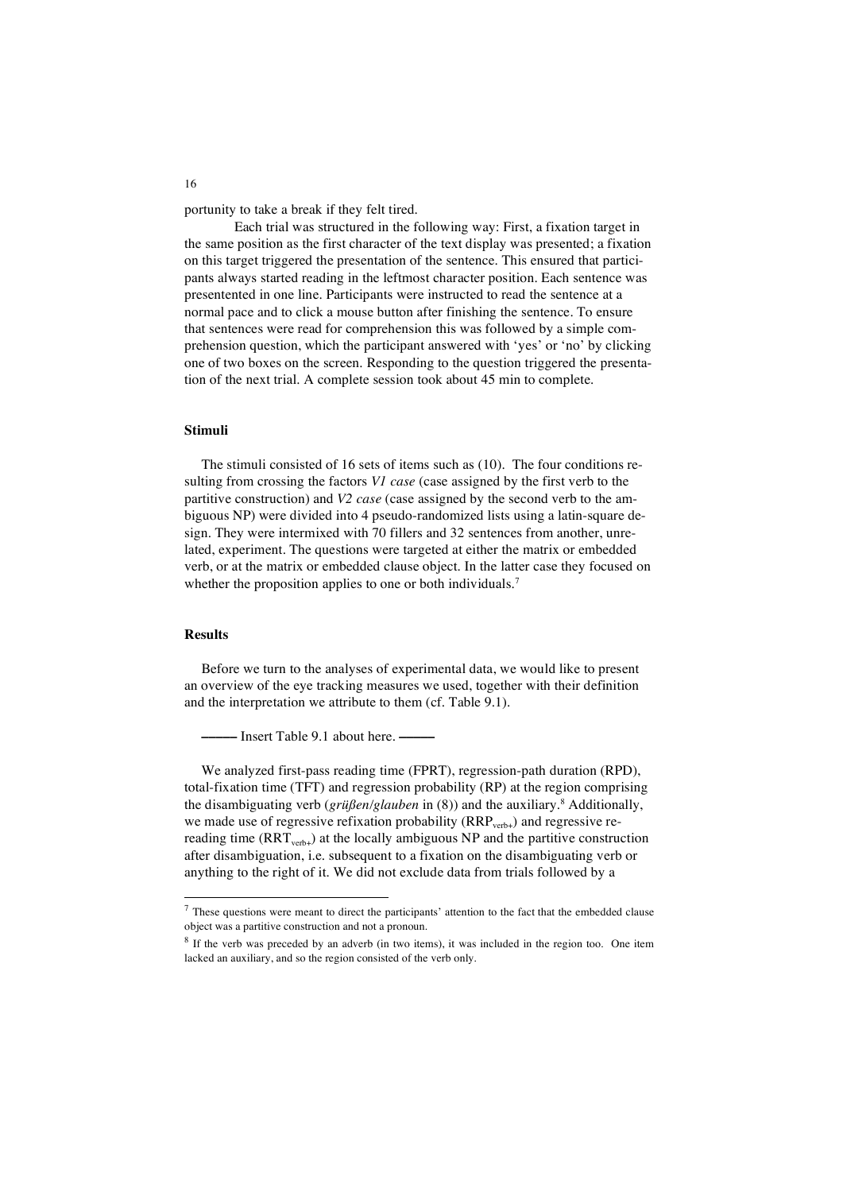portunity to take a break if they felt tired.

Each trial was structured in the following way: First, a fixation target in the same position as the first character of the text display was presented; a fixation on this target triggered the presentation of the sentence. This ensured that participants always started reading in the leftmost character position. Each sentence was presentented in one line. Participants were instructed to read the sentence at a normal pace and to click a mouse button after finishing the sentence. To ensure that sentences were read for comprehension this was followed by a simple comprehension question, which the participant answered with 'yes' or 'no' by clicking one of two boxes on the screen. Responding to the question triggered the presentation of the next trial. A complete session took about 45 min to complete.

### Stimuli

The stimuli consisted of 16 sets of items such as (10). The four conditions resulting from crossing the factors *V1 case* (case assigned by the first verb to the partitive construction) and *V2 case* (case assigned by the second verb to the ambiguous NP) were divided into 4 pseudo-randomized lists using a latin-square design. They were intermixed with 70 fillers and 32 sentences from another, unrelated, experiment. The questions were targeted at either the matrix or embedded verb, or at the matrix or embedded clause object. In the latter case they focused on whether the proposition applies to one or both individuals.[7]

### Results

Before we turn to the analyses of experimental data, we would like to present an overview of the eye tracking measures we used, together with their definition and the interpretation we attribute to them (cf. Table 9.1).

——— Insert Table 9.1 about here. ———

We analyzed first-pass reading time (FPRT), regression-path duration (RPD), total-fixation time (TFT) and regression probability (RP) at the region comprising the disambiguating verb (*grüßen*/*glauben* in (8)) and the auxiliary.[8] Additionally, we made use of regressive refixation probability ($RRP_{verb+}$) and regressive rereading time ($RRT_{verb+}$) at the locally ambiguous NP and the partitive construction after disambiguation, i.e. subsequent to a fixation on the disambiguating verb or anything to the right of it. We did not exclude data from trials followed by a

---

[7] These questions were meant to direct the participants' attention to the fact that the embedded clause object was a partitive construction and not a pronoun.

[8] If the verb was preceded by an adverb (in two items), it was included in the region too. One item lacked an auxiliary, and so the region consisted of the verb only.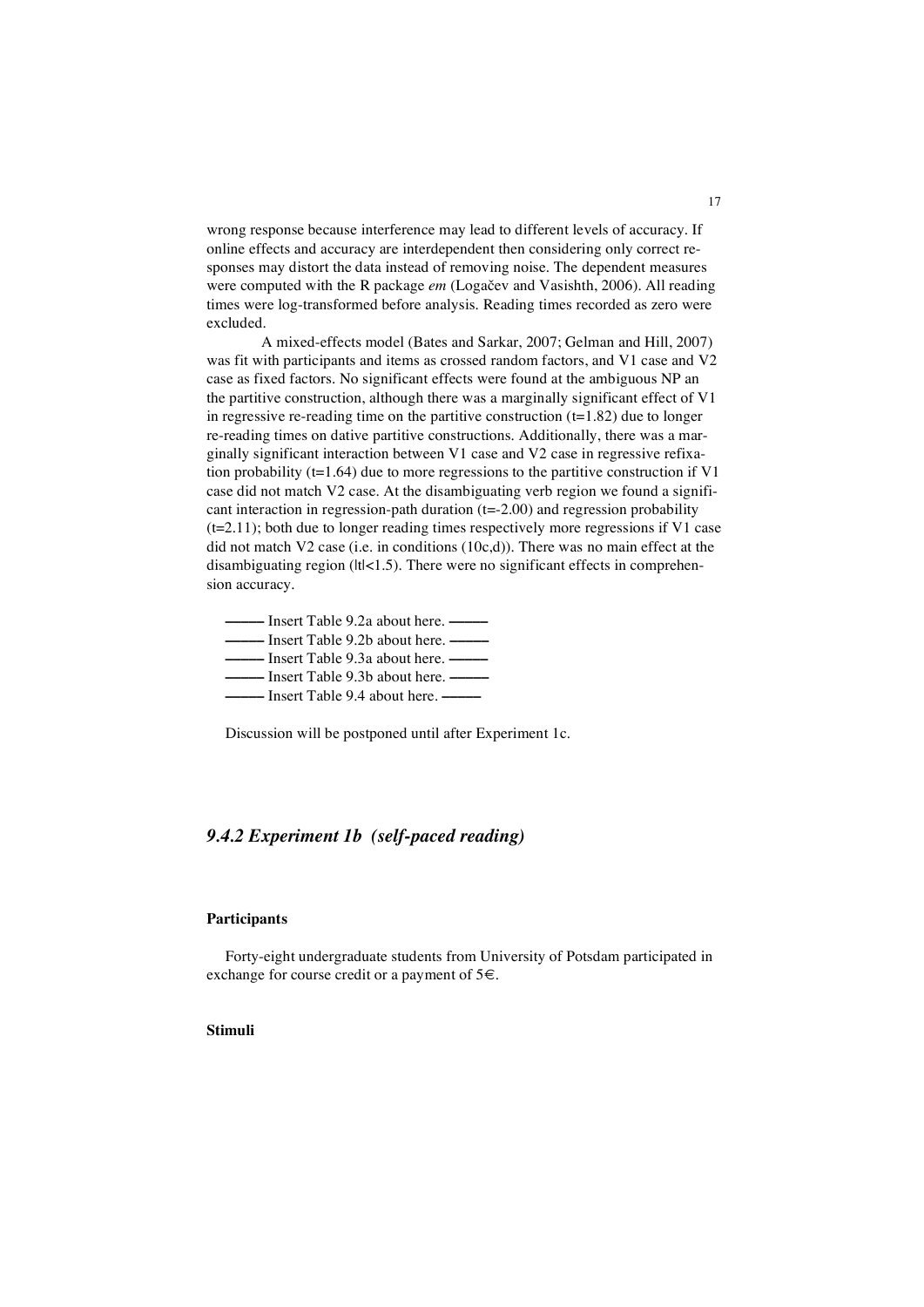wrong response because interference may lead to different levels of accuracy. If online effects and accuracy are interdependent then considering only correct responses may distort the data instead of removing noise. The dependent measures were computed with the R package *em* (Logačev and Vasishth, 2006). All reading times were log-transformed before analysis. Reading times recorded as zero were excluded.

A mixed-effects model (Bates and Sarkar, 2007; Gelman and Hill, 2007) was fit with participants and items as crossed random factors, and V1 case and V2 case as fixed factors. No significant effects were found at the ambiguous NP an the partitive construction, although there was a marginally significant effect of V1 in regressive re-reading time on the partitive construction ($t=1.82$) due to longer re-reading times on dative partitive constructions. Additionally, there was a marginally significant interaction between V1 case and V2 case in regressive refixation probability ($t=1.64$) due to more regressions to the partitive construction if V1 case did not match V2 case. At the disambiguating verb region we found a significant interaction in regression-path duration ($t=-2.00$) and regression probability ($t=2.11$); both due to longer reading times respectively more regressions if V1 case did not match V2 case (i.e. in conditions (10c,d)). There was no main effect at the disambiguating region ($|t|<1.5$). There were no significant effects in comprehension accuracy.

——— Insert Table 9.2a about here. ———
——— Insert Table 9.2b about here. ———
——— Insert Table 9.3a about here. ———
——— Insert Table 9.3b about here. ———
——— Insert Table 9.4 about here. ———

Discussion will be postponed until after Experiment 1c.

### *9.4.2 Experiment 1b (self-paced reading)*

#### Participants

Forty-eight undergraduate students from University of Potsdam participated in exchange for course credit or a payment of 5€.

#### Stimuli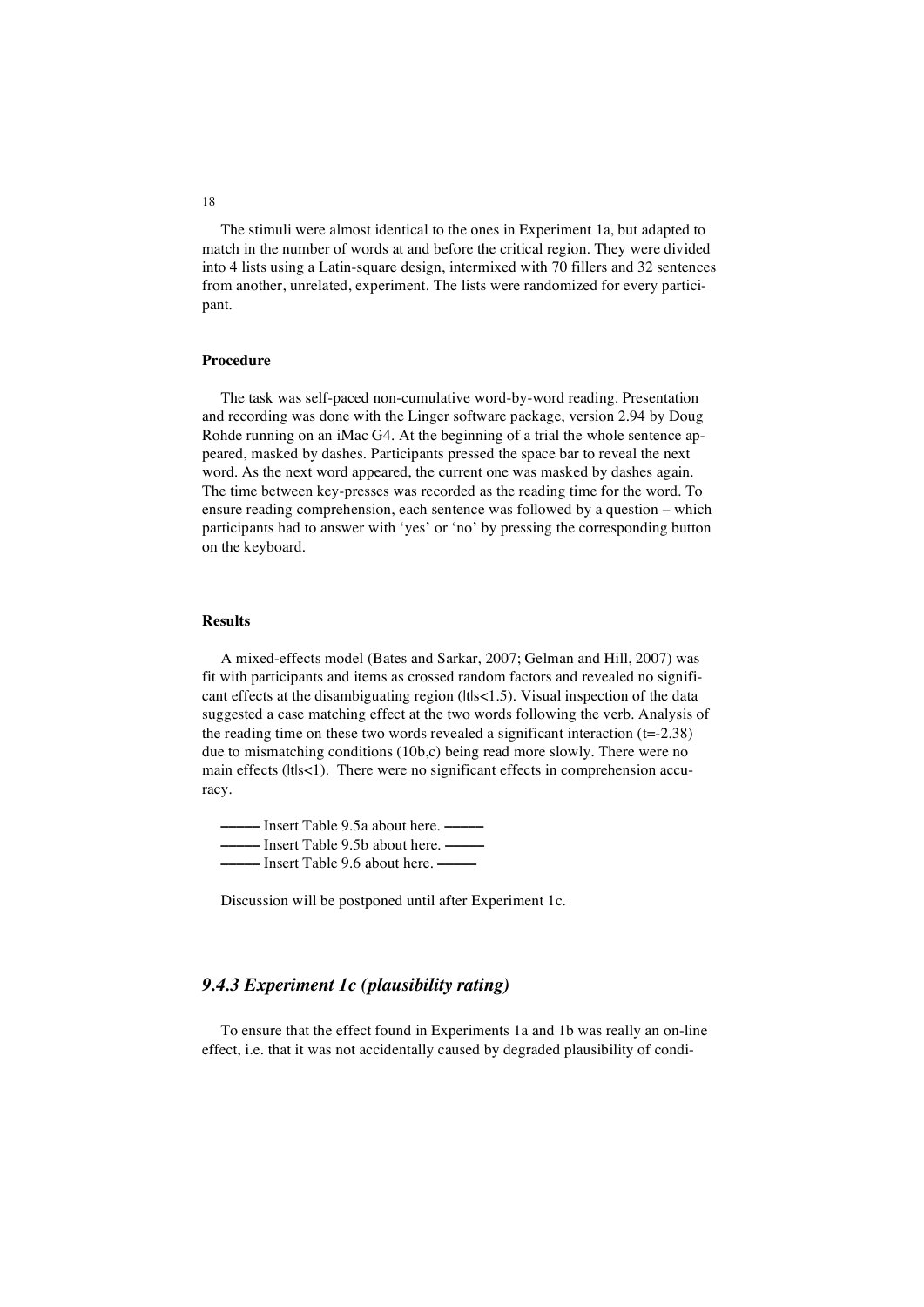The stimuli were almost identical to the ones in Experiment 1a, but adapted to match in the number of words at and before the critical region. They were divided into 4 lists using a Latin-square design, intermixed with 70 fillers and 32 sentences from another, unrelated, experiment. The lists were randomized for every participant.

### Procedure

The task was self-paced non-cumulative word-by-word reading. Presentation and recording was done with the Linger software package, version 2.94 by Doug Rohde running on an iMac G4. At the beginning of a trial the whole sentence appeared, masked by dashes. Participants pressed the space bar to reveal the next word. As the next word appeared, the current one was masked by dashes again. The time between key-presses was recorded as the reading time for the word. To ensure reading comprehension, each sentence was followed by a question – which participants had to answer with 'yes' or 'no' by pressing the corresponding button on the keyboard.

### Results

A mixed-effects model (Bates and Sarkar, 2007; Gelman and Hill, 2007) was fit with participants and items as crossed random factors and revealed no significant effects at the disambiguating region ($|t|s<1.5$). Visual inspection of the data suggested a case matching effect at the two words following the verb. Analysis of the reading time on these two words revealed a significant interaction ($t=-2.38$) due to mismatching conditions (10b,c) being read more slowly. There were no main effects ($|t|s<1$). There were no significant effects in comprehension accuracy.

——— Insert Table 9.5a about here. ———
——— Insert Table 9.5b about here. ———
——— Insert Table 9.6 about here. ———

Discussion will be postponed until after Experiment 1c.

## *9.4.3 Experiment 1c (plausibility rating)*

To ensure that the effect found in Experiments 1a and 1b was really an on-line effect, i.e. that it was not accidentally caused by degraded plausibility of condi-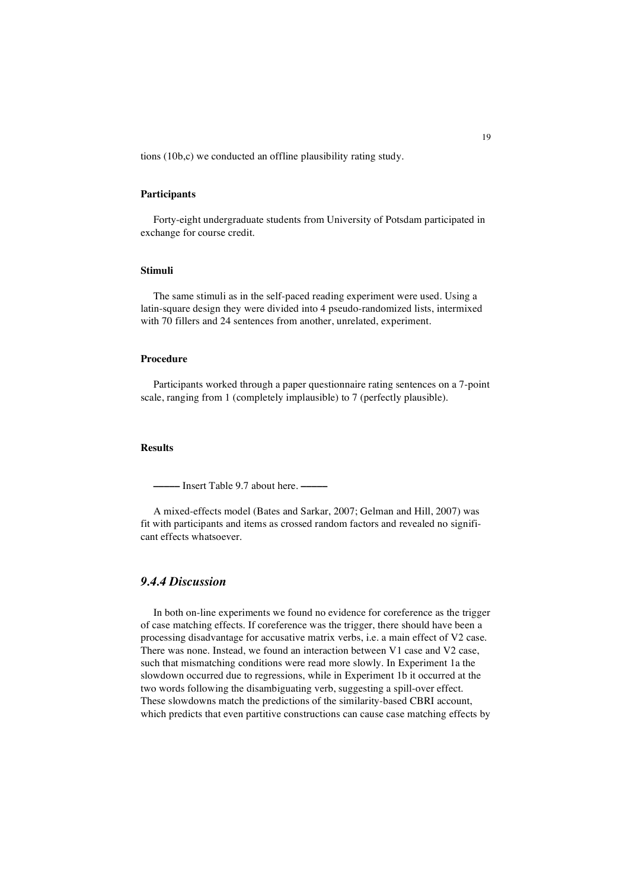tions (10b,c) we conducted an offline plausibility rating study.

#### Participants

Forty-eight undergraduate students from University of Potsdam participated in exchange for course credit.

#### Stimuli

The same stimuli as in the self-paced reading experiment were used. Using a latin-square design they were divided into 4 pseudo-randomized lists, intermixed with 70 fillers and 24 sentences from another, unrelated, experiment.

#### Procedure

Participants worked through a paper questionnaire rating sentences on a 7-point scale, ranging from 1 (completely implausible) to 7 (perfectly plausible).

#### Results

——— Insert Table 9.7 about here. ———

A mixed-effects model (Bates and Sarkar, 2007; Gelman and Hill, 2007) was fit with participants and items as crossed random factors and revealed no significant effects whatsoever.

### *9.4.4 Discussion*

In both on-line experiments we found no evidence for coreference as the trigger of case matching effects. If coreference was the trigger, there should have been a processing disadvantage for accusative matrix verbs, i.e. a main effect of V2 case. There was none. Instead, we found an interaction between V1 case and V2 case, such that mismatching conditions were read more slowly. In Experiment 1a the slowdown occurred due to regressions, while in Experiment 1b it occurred at the two words following the disambiguating verb, suggesting a spill-over effect. These slowdowns match the predictions of the similarity-based CBRI account, which predicts that even partitive constructions can cause case matching effects by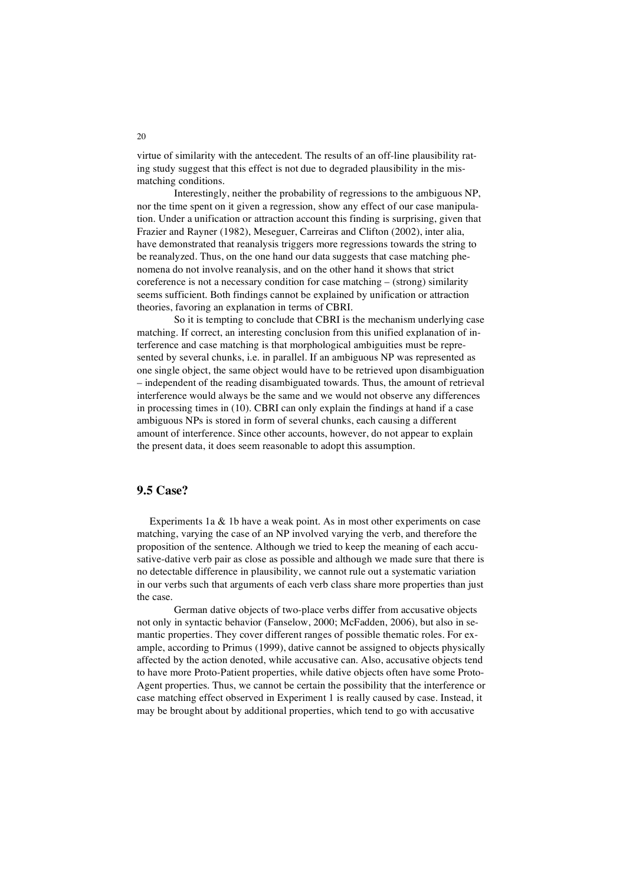virtue of similarity with the antecedent. The results of an off-line plausibility rating study suggest that this effect is not due to degraded plausibility in the mismatching conditions.

Interestingly, neither the probability of regressions to the ambiguous NP, nor the time spent on it given a regression, show any effect of our case manipulation. Under a unification or attraction account this finding is surprising, given that Frazier and Rayner (1982), Meseguer, Carreiras and Clifton (2002), inter alia, have demonstrated that reanalysis triggers more regressions towards the string to be reanalyzed. Thus, on the one hand our data suggests that case matching phenomena do not involve reanalysis, and on the other hand it shows that strict coreference is not a necessary condition for case matching – (strong) similarity seems sufficient. Both findings cannot be explained by unification or attraction theories, favoring an explanation in terms of CBRI.

So it is tempting to conclude that CBRI is the mechanism underlying case matching. If correct, an interesting conclusion from this unified explanation of interference and case matching is that morphological ambiguities must be represented by several chunks, i.e. in parallel. If an ambiguous NP was represented as one single object, the same object would have to be retrieved upon disambiguation – independent of the reading disambiguated towards. Thus, the amount of retrieval interference would always be the same and we would not observe any differences in processing times in (10). CBRI can only explain the findings at hand if a case ambiguous NPs is stored in form of several chunks, each causing a different amount of interference. Since other accounts, however, do not appear to explain the present data, it does seem reasonable to adopt this assumption.

## 9.5 Case?

Experiments 1a & 1b have a weak point. As in most other experiments on case matching, varying the case of an NP involved varying the verb, and therefore the proposition of the sentence. Although we tried to keep the meaning of each accusative-dative verb pair as close as possible and although we made sure that there is no detectable difference in plausibility, we cannot rule out a systematic variation in our verbs such that arguments of each verb class share more properties than just the case.

German dative objects of two-place verbs differ from accusative objects not only in syntactic behavior (Fanselow, 2000; McFadden, 2006), but also in semantic properties. They cover different ranges of possible thematic roles. For example, according to Primus (1999), dative cannot be assigned to objects physically affected by the action denoted, while accusative can. Also, accusative objects tend to have more Proto-Patient properties, while dative objects often have some Proto-Agent properties. Thus, we cannot be certain the possibility that the interference or case matching effect observed in Experiment 1 is really caused by case. Instead, it may be brought about by additional properties, which tend to go with accusative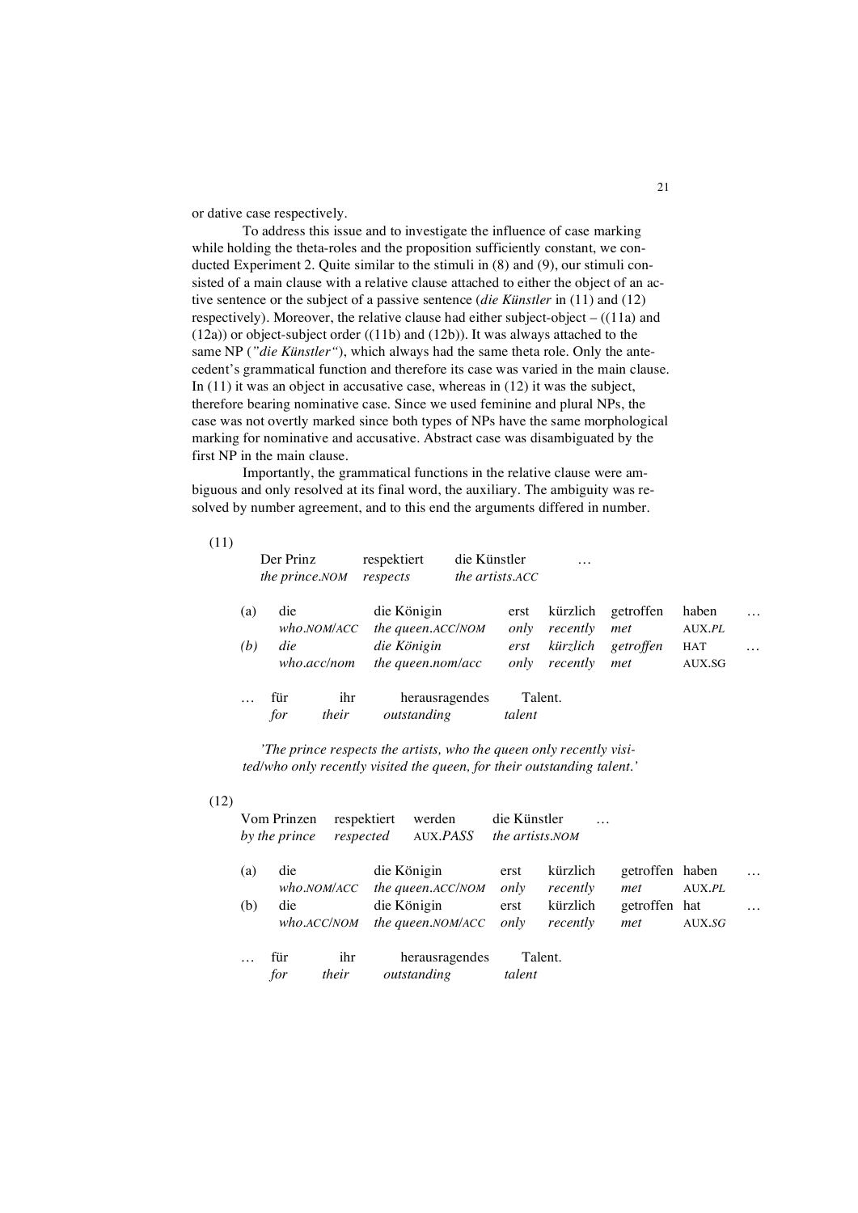or dative case respectively.

To address this issue and to investigate the influence of case marking while holding the theta-roles and the proposition sufficiently constant, we conducted Experiment 2. Quite similar to the stimuli in (8) and (9), our stimuli consisted of a main clause with a relative clause attached to either the object of an active sentence or the subject of a passive sentence (*die Künstler* in (11) and (12) respectively). Moreover, the relative clause had either subject-object – ((11a) and (12a)) or object-subject order ((11b) and (12b)). It was always attached to the same NP (*"die Künstler"*), which always had the same theta role. Only the antecedent's grammatical function and therefore its case was varied in the main clause. In (11) it was an object in accusative case, whereas in (12) it was the subject, therefore bearing nominative case. Since we used feminine and plural NPs, the case was not overtly marked since both types of NPs have the same morphological marking for nominative and accusative. Abstract case was disambiguated by the first NP in the main clause.

Importantly, the grammatical functions in the relative clause were ambiguous and only resolved at its final word, the auxiliary. The ambiguity was resolved by number agreement, and to this end the arguments differed in number.

(11)

| | | | | |
|---|---|---|---|---|
| Der Prinz | respektiert | die Künstler | … |
| *the prince.NOM* | *respects* | *the artists.ACC* | |

| | | | | | | | |
|---|---|---|---|---|---|---|---|
| (a) | die | die Königin | erst | kürzlich | getroffen | haben | … |
| | *who.NOM/ACC* | *the queen.ACC/NOM* | *only* | *recently* | *met* | AUX.*PL* | |
| *(b)* | *die* | *die Königin* | *erst* | *kürzlich* | *getroffen* | HAT | … |
| | *who.acc/nom* | *the queen.nom/acc* | *only* | *recently* | *met* | AUX.SG | |

| | | | | |
|---|---|---|---|---|
| … | für | ihr | herausragendes | Talent. |
| | *for* | *their* | *outstanding* | *talent* |

*'The prince respects the artists, who the queen only recently visited/who only recently visited the queen, for their outstanding talent.'*

(12)

| | | | | |
|---|---|---|---|---|
| Vom Prinzen | respektiert | werden | die Künstler | … |
| *by the prince* | *respected* | AUX.*PASS* | *the artists.NOM* | |

| | | | | | | | |
|---|---|---|---|---|---|---|---|
| (a) | die | die Königin | erst | kürzlich | getroffen | haben | … |
| | *who.NOM/ACC* | *the queen.ACC/NOM* | *only* | *recently* | *met* | AUX.*PL* | |
| (b) | die | die Königin | erst | kürzlich | getroffen | hat | … |
| | *who.ACC/NOM* | *the queen.NOM/ACC* | *only* | *recently* | *met* | AUX.*SG* | |

| | | | | |
|---|---|---|---|---|
| … | für | ihr | herausragendes | Talent. |
| | *for* | *their* | *outstanding* | *talent* |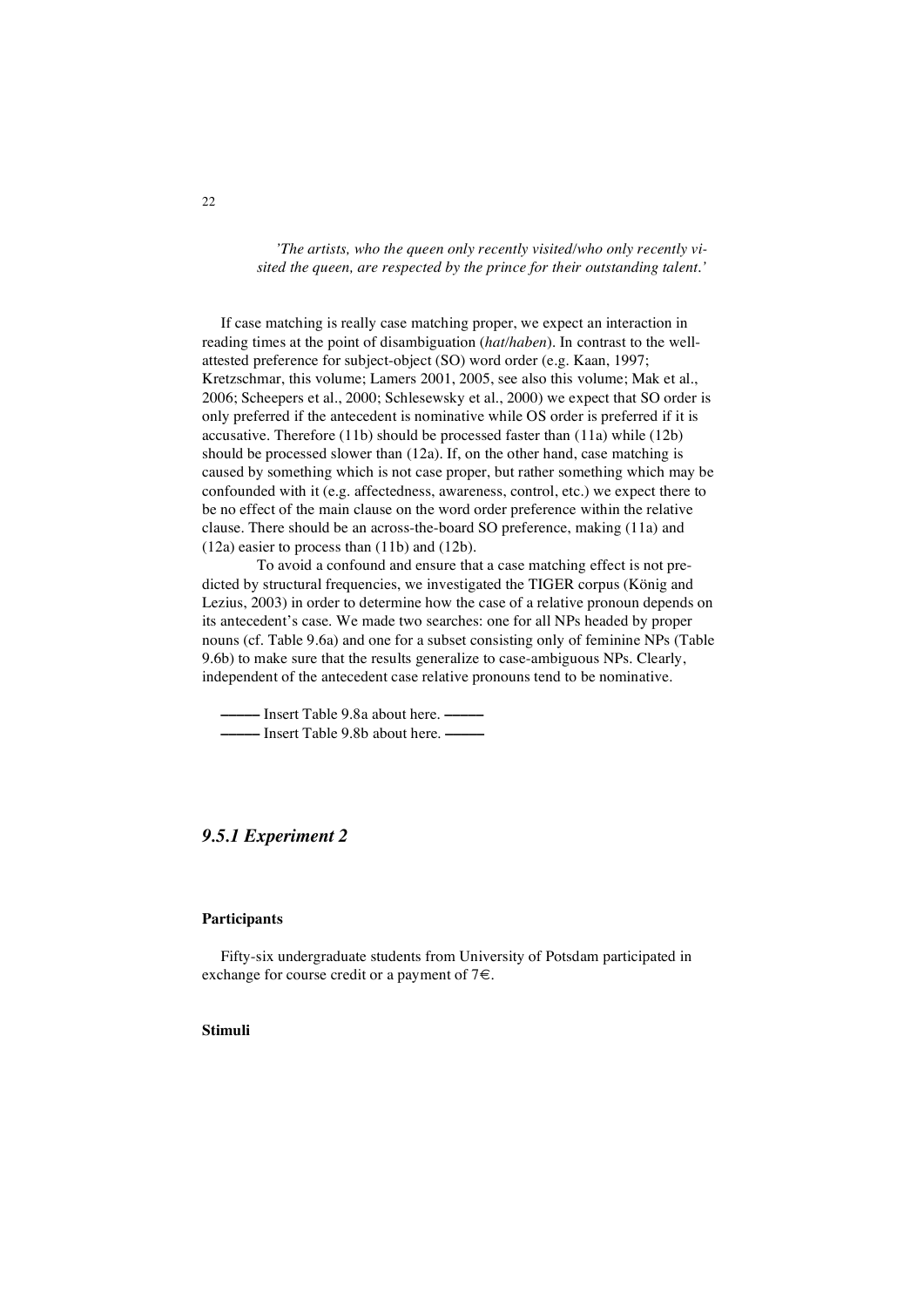*'The artists, who the queen only recently visited/who only recently visited the queen, are respected by the prince for their outstanding talent.'*

If case matching is really case matching proper, we expect an interaction in reading times at the point of disambiguation (*hat*/*haben*). In contrast to the well-attested preference for subject-object (SO) word order (e.g. Kaan, 1997; Kretzschmar, this volume; Lamers 2001, 2005, see also this volume; Mak et al., 2006; Scheepers et al., 2000; Schlesewsky et al., 2000) we expect that SO order is only preferred if the antecedent is nominative while OS order is preferred if it is accusative. Therefore (11b) should be processed faster than (11a) while (12b) should be processed slower than (12a). If, on the other hand, case matching is caused by something which is not case proper, but rather something which may be confounded with it (e.g. affectedness, awareness, control, etc.) we expect there to be no effect of the main clause on the word order preference within the relative clause. There should be an across-the-board SO preference, making (11a) and (12a) easier to process than (11b) and (12b).

To avoid a confound and ensure that a case matching effect is not predicted by structural frequencies, we investigated the TIGER corpus (König and Lezius, 2003) in order to determine how the case of a relative pronoun depends on its antecedent's case. We made two searches: one for all NPs headed by proper nouns (cf. Table 9.6a) and one for a subset consisting only of feminine NPs (Table 9.6b) to make sure that the results generalize to case-ambiguous NPs. Clearly, independent of the antecedent case relative pronouns tend to be nominative.

——— Insert Table 9.8a about here. ———

——— Insert Table 9.8b about here. ———

### *9.5.1 Experiment 2*

#### Participants

Fifty-six undergraduate students from University of Potsdam participated in exchange for course credit or a payment of 7€.

#### Stimuli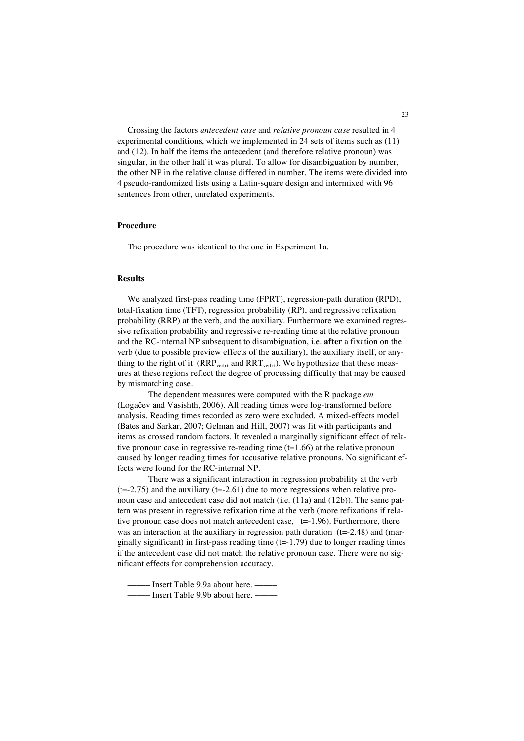Crossing the factors *antecedent case* and *relative pronoun case* resulted in 4 experimental conditions, which we implemented in 24 sets of items such as (11) and (12). In half the items the antecedent (and therefore relative pronoun) was singular, in the other half it was plural. To allow for disambiguation by number, the other NP in the relative clause differed in number. The items were divided into 4 pseudo-randomized lists using a Latin-square design and intermixed with 96 sentences from other, unrelated experiments.

### Procedure

The procedure was identical to the one in Experiment 1a.

### Results

We analyzed first-pass reading time (FPRT), regression-path duration (RPD), total-fixation time (TFT), regression probability (RP), and regressive refixation probability (RRP) at the verb, and the auxiliary. Furthermore we examined regressive refixation probability and regressive re-reading time at the relative pronoun and the RC-internal NP subsequent to disambiguation, i.e. **after** a fixation on the verb (due to possible preview effects of the auxiliary), the auxiliary itself, or anything to the right of it ($RRP_{verb+}$ and $RRT_{verb+}$). We hypothesize that these measures at these regions reflect the degree of processing difficulty that may be caused by mismatching case.

The dependent measures were computed with the R package *em* (Logačev and Vasishth, 2006). All reading times were log-transformed before analysis. Reading times recorded as zero were excluded. A mixed-effects model (Bates and Sarkar, 2007; Gelman and Hill, 2007) was fit with participants and items as crossed random factors. It revealed a marginally significant effect of relative pronoun case in regressive re-reading time ($t=1.66$) at the relative pronoun caused by longer reading times for accusative relative pronouns. No significant effects were found for the RC-internal NP.

There was a significant interaction in regression probability at the verb ($t=-2.75$) and the auxiliary ($t=-2.61$) due to more regressions when relative pronoun case and antecedent case did not match (i.e. (11a) and (12b)). The same pattern was present in regressive refixation time at the verb (more refixations if relative pronoun case does not match antecedent case, $t=-1.96$). Furthermore, there was an interaction at the auxiliary in regression path duration ($t=-2.48$) and (marginally significant) in first-pass reading time ($t=-1.79$) due to longer reading times if the antecedent case did not match the relative pronoun case. There were no significant effects for comprehension accuracy.

——— Insert Table 9.9a about here. ———

——— Insert Table 9.9b about here. ———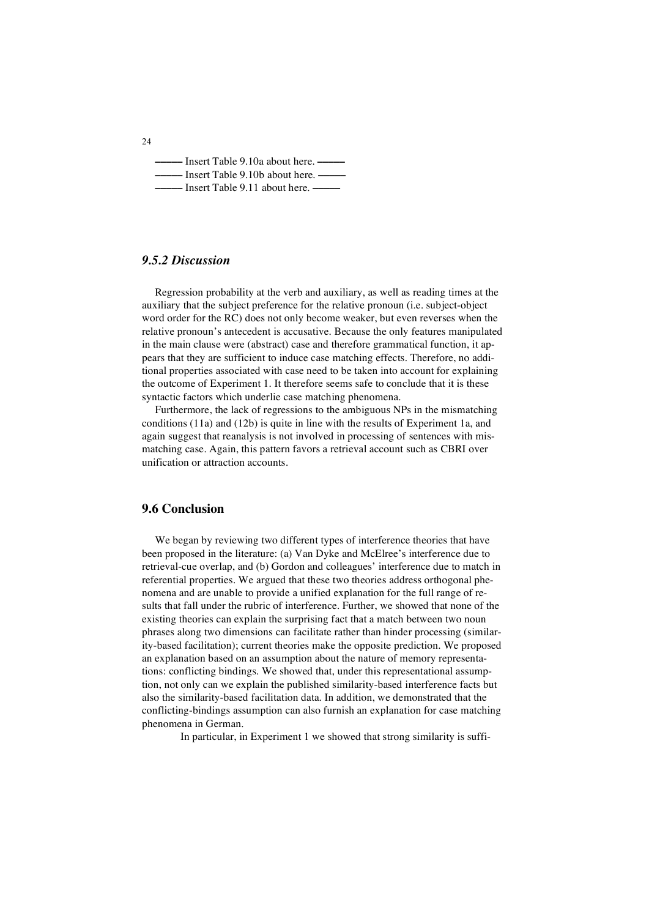——— Insert Table 9.10a about here. ———
——— Insert Table 9.10b about here. ———
——— Insert Table 9.11 about here. ———

### *9.5.2 Discussion*

Regression probability at the verb and auxiliary, as well as reading times at the auxiliary that the subject preference for the relative pronoun (i.e. subject-object word order for the RC) does not only become weaker, but even reverses when the relative pronoun's antecedent is accusative. Because the only features manipulated in the main clause were (abstract) case and therefore grammatical function, it appears that they are sufficient to induce case matching effects. Therefore, no additional properties associated with case need to be taken into account for explaining the outcome of Experiment 1. It therefore seems safe to conclude that it is these syntactic factors which underlie case matching phenomena.

Furthermore, the lack of regressions to the ambiguous NPs in the mismatching conditions (11a) and (12b) is quite in line with the results of Experiment 1a, and again suggest that reanalysis is not involved in processing of sentences with mismatching case. Again, this pattern favors a retrieval account such as CBRI over unification or attraction accounts.

## 9.6 Conclusion

We began by reviewing two different types of interference theories that have been proposed in the literature: (a) Van Dyke and McElree's interference due to retrieval-cue overlap, and (b) Gordon and colleagues' interference due to match in referential properties. We argued that these two theories address orthogonal phenomena and are unable to provide a unified explanation for the full range of results that fall under the rubric of interference. Further, we showed that none of the existing theories can explain the surprising fact that a match between two noun phrases along two dimensions can facilitate rather than hinder processing (similarity-based facilitation); current theories make the opposite prediction. We proposed an explanation based on an assumption about the nature of memory representations: conflicting bindings. We showed that, under this representational assumption, not only can we explain the published similarity-based interference facts but also the similarity-based facilitation data. In addition, we demonstrated that the conflicting-bindings assumption can also furnish an explanation for case matching phenomena in German.

In particular, in Experiment 1 we showed that strong similarity is suffi-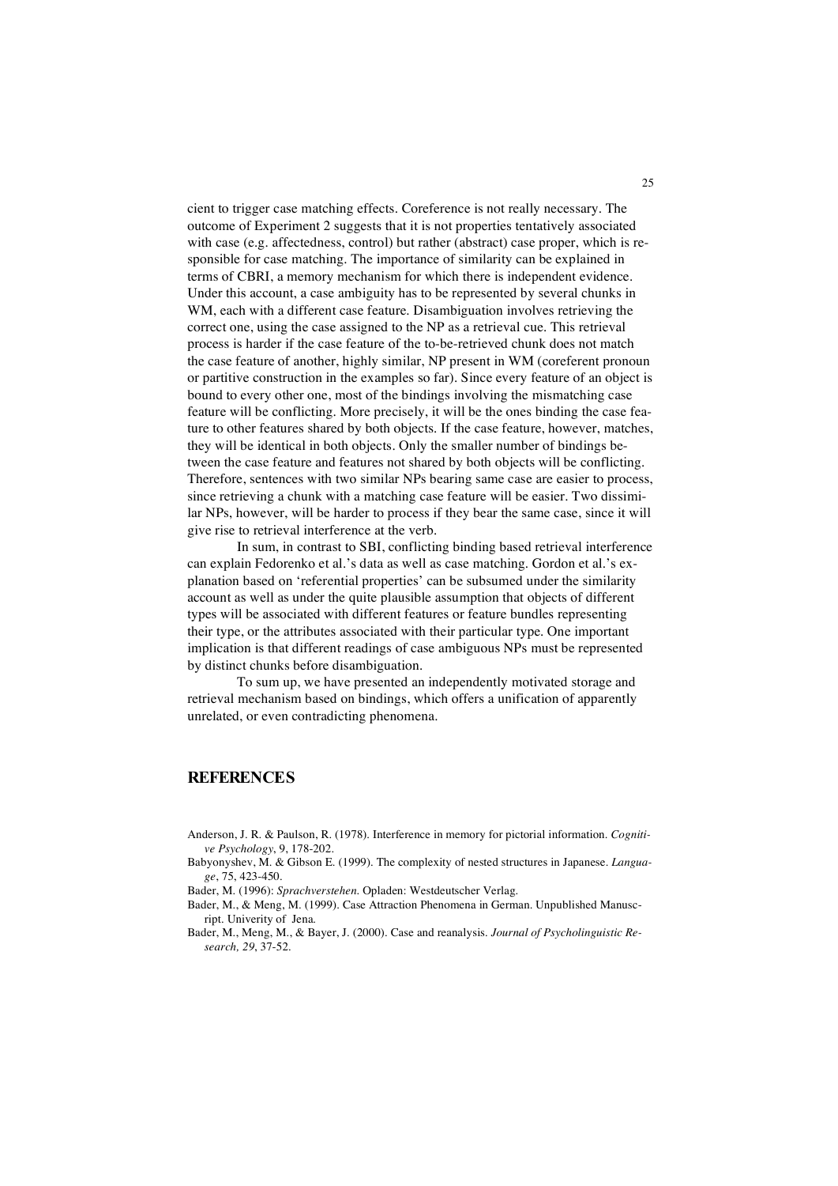cient to trigger case matching effects. Coreference is not really necessary. The outcome of Experiment 2 suggests that it is not properties tentatively associated with case (e.g. affectedness, control) but rather (abstract) case proper, which is responsible for case matching. The importance of similarity can be explained in terms of CBRI, a memory mechanism for which there is independent evidence. Under this account, a case ambiguity has to be represented by several chunks in WM, each with a different case feature. Disambiguation involves retrieving the correct one, using the case assigned to the NP as a retrieval cue. This retrieval process is harder if the case feature of the to-be-retrieved chunk does not match the case feature of another, highly similar, NP present in WM (coreferent pronoun or partitive construction in the examples so far). Since every feature of an object is bound to every other one, most of the bindings involving the mismatching case feature will be conflicting. More precisely, it will be the ones binding the case feature to other features shared by both objects. If the case feature, however, matches, they will be identical in both objects. Only the smaller number of bindings between the case feature and features not shared by both objects will be conflicting. Therefore, sentences with two similar NPs bearing same case are easier to process, since retrieving a chunk with a matching case feature will be easier. Two dissimilar NPs, however, will be harder to process if they bear the same case, since it will give rise to retrieval interference at the verb.

In sum, in contrast to SBI, conflicting binding based retrieval interference can explain Fedorenko et al.'s data as well as case matching. Gordon et al.'s explanation based on 'referential properties' can be subsumed under the similarity account as well as under the quite plausible assumption that objects of different types will be associated with different features or feature bundles representing their type, or the attributes associated with their particular type. One important implication is that different readings of case ambiguous NPs must be represented by distinct chunks before disambiguation.

To sum up, we have presented an independently motivated storage and retrieval mechanism based on bindings, which offers a unification of apparently unrelated, or even contradicting phenomena.

## REFERENCES

Anderson, J. R. & Paulson, R. (1978). Interference in memory for pictorial information. *Cognitive Psychology*, 9, 178-202.

Babyonyshev, M. & Gibson E. (1999). The complexity of nested structures in Japanese. *Language*, 75, 423-450.

Bader, M. (1996): *Sprachverstehen*. Opladen: Westdeutscher Verlag.

Bader, M., & Meng, M. (1999). Case Attraction Phenomena in German. Unpublished Manuscript. Univerity of Jena.

Bader, M., Meng, M., & Bayer, J. (2000). Case and reanalysis. *Journal of Psycholinguistic Research, 29*, 37-52.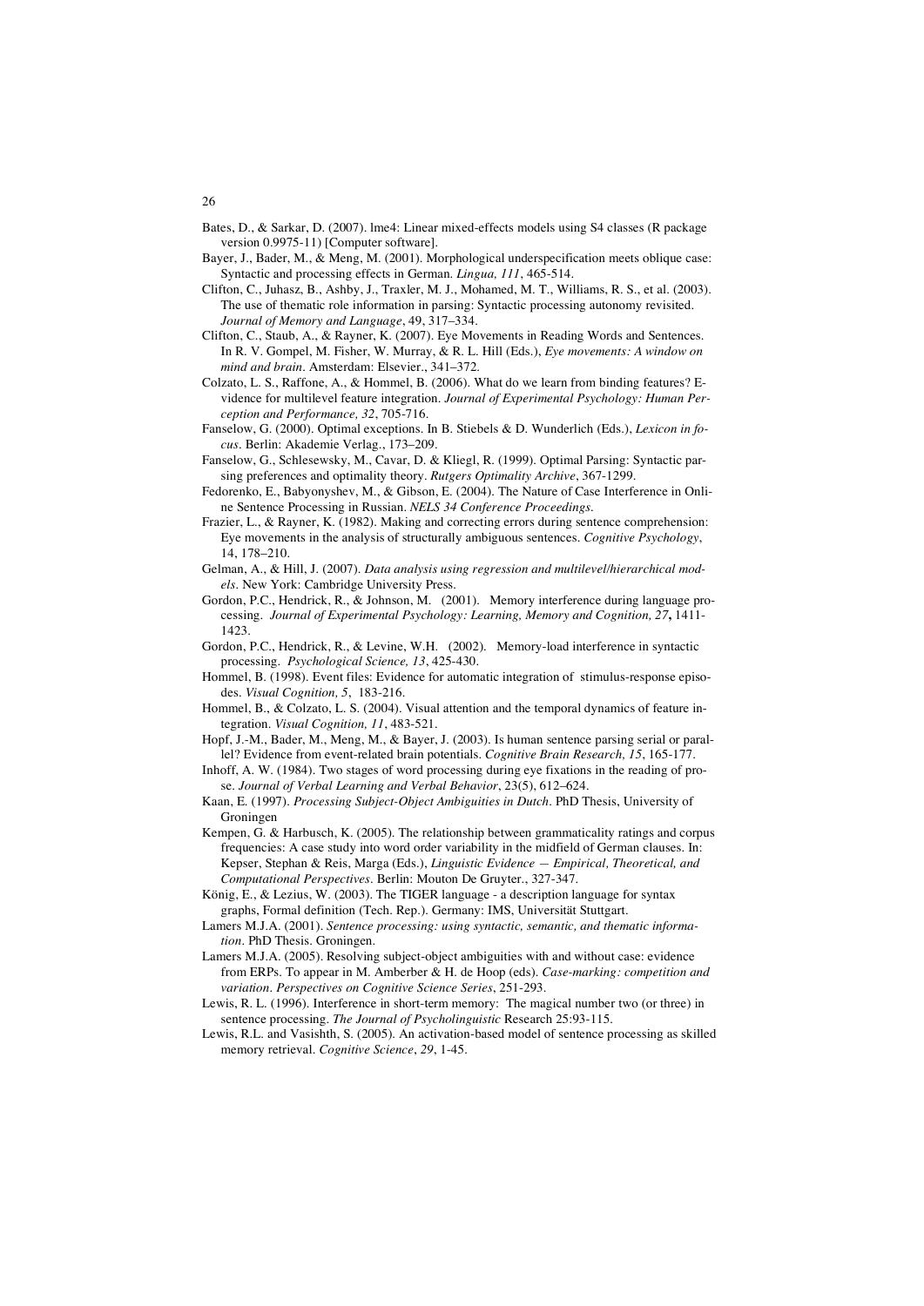Bates, D., & Sarkar, D. (2007). lme4: Linear mixed-effects models using S4 classes (R package version 0.9975-11) [Computer software].

Bayer, J., Bader, M., & Meng, M. (2001). Morphological underspecification meets oblique case: Syntactic and processing effects in German. *Lingua, 111*, 465-514.

Clifton, C., Juhasz, B., Ashby, J., Traxler, M. J., Mohamed, M. T., Williams, R. S., et al. (2003). The use of thematic role information in parsing: Syntactic processing autonomy revisited. *Journal of Memory and Language*, 49, 317–334.

Clifton, C., Staub, A., & Rayner, K. (2007). Eye Movements in Reading Words and Sentences. In R. V. Gompel, M. Fisher, W. Murray, & R. L. Hill (Eds.), *Eye movements: A window on mind and brain*. Amsterdam: Elsevier., 341–372.

Colzato, L. S., Raffone, A., & Hommel, B. (2006). What do we learn from binding features? Evidence for multilevel feature integration. *Journal of Experimental Psychology: Human Perception and Performance, 32*, 705-716.

Fanselow, G. (2000). Optimal exceptions. In B. Stiebels & D. Wunderlich (Eds.), *Lexicon in focus*. Berlin: Akademie Verlag., 173–209.

Fanselow, G., Schlesewsky, M., Cavar, D. & Kliegl, R. (1999). Optimal Parsing: Syntactic parsing preferences and optimality theory. *Rutgers Optimality Archive*, 367-1299.

Fedorenko, E., Babyonyshev, M., & Gibson, E. (2004). The Nature of Case Interference in Online Sentence Processing in Russian. *NELS 34 Conference Proceedings*.

Frazier, L., & Rayner, K. (1982). Making and correcting errors during sentence comprehension: Eye movements in the analysis of structurally ambiguous sentences. *Cognitive Psychology*, 14, 178–210.

Gelman, A., & Hill, J. (2007). *Data analysis using regression and multilevel/hierarchical models*. New York: Cambridge University Press.

Gordon, P.C., Hendrick, R., & Johnson, M. (2001). Memory interference during language processing. *Journal of Experimental Psychology: Learning, Memory and Cognition, 27***,** 1411-1423.

Gordon, P.C., Hendrick, R., & Levine, W.H. (2002). Memory-load interference in syntactic processing. *Psychological Science, 13*, 425-430.

Hommel, B. (1998). Event files: Evidence for automatic integration of stimulus-response episodes. *Visual Cognition, 5*, 183-216.

Hommel, B., & Colzato, L. S. (2004). Visual attention and the temporal dynamics of feature integration. *Visual Cognition, 11*, 483-521.

Hopf, J.-M., Bader, M., Meng, M., & Bayer, J. (2003). Is human sentence parsing serial or parallel? Evidence from event-related brain potentials. *Cognitive Brain Research, 15*, 165-177.

Inhoff, A. W. (1984). Two stages of word processing during eye fixations in the reading of prose. *Journal of Verbal Learning and Verbal Behavior*, 23(5), 612–624.

Kaan, E. (1997). *Processing Subject-Object Ambiguities in Dutch*. PhD Thesis, University of Groningen

Kempen, G. & Harbusch, K. (2005). The relationship between grammaticality ratings and corpus frequencies: A case study into word order variability in the midfield of German clauses. In: Kepser, Stephan & Reis, Marga (Eds.), *Linguistic Evidence — Empirical, Theoretical, and Computational Perspectives*. Berlin: Mouton De Gruyter., 327-347.

König, E., & Lezius, W. (2003). The TIGER language - a description language for syntax graphs, Formal definition (Tech. Rep.). Germany: IMS, Universität Stuttgart.

Lamers M.J.A. (2001). *Sentence processing: using syntactic, semantic, and thematic information*. PhD Thesis. Groningen.

Lamers M.J.A. (2005). Resolving subject-object ambiguities with and without case: evidence from ERPs. To appear in M. Amberber & H. de Hoop (eds). *Case-marking: competition and variation*. *Perspectives on Cognitive Science Series*, 251-293.

Lewis, R. L. (1996). Interference in short-term memory: The magical number two (or three) in sentence processing. *The Journal of Psycholinguistic* Research 25:93-115.

Lewis, R.L. and Vasishth, S. (2005). An activation-based model of sentence processing as skilled memory retrieval. *Cognitive Science*, *29*, 1-45.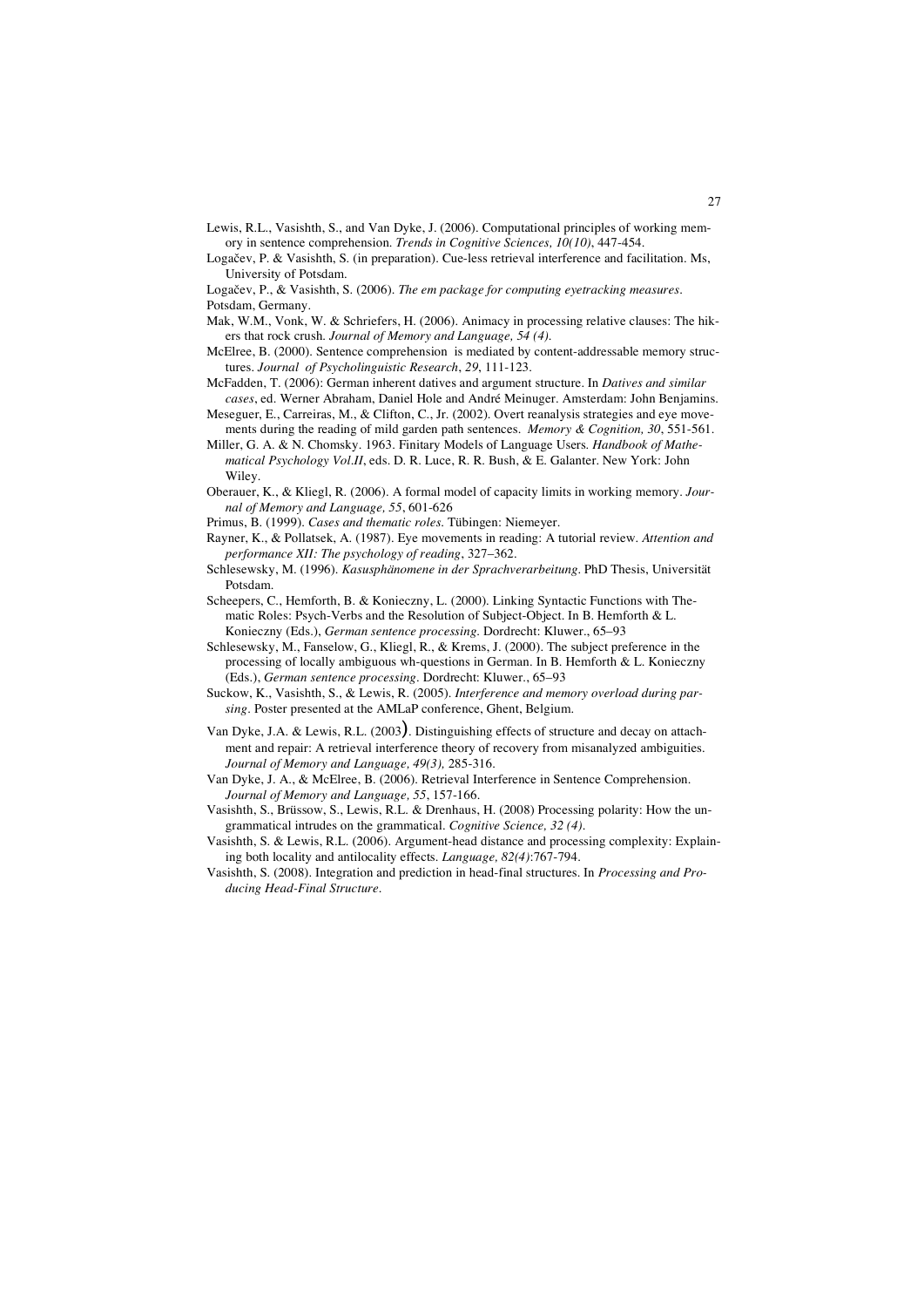Lewis, R.L., Vasishth, S., and Van Dyke, J. (2006). Computational principles of working memory in sentence comprehension. *Trends in Cognitive Sciences, 10(10)*, 447-454.

Logačev, P. & Vasishth, S. (in preparation). Cue-less retrieval interference and facilitation. Ms, University of Potsdam.

Logačev, P., & Vasishth, S. (2006). *The em package for computing eyetracking measures*. Potsdam, Germany.

Mak, W.M., Vonk, W. & Schriefers, H. (2006). Animacy in processing relative clauses: The hikers that rock crush. *Journal of Memory and Language, 54 (4)*.

McElree, B. (2000). Sentence comprehension is mediated by content-addressable memory structures. *Journal of Psycholinguistic Research*, *29*, 111-123.

McFadden, T. (2006): German inherent datives and argument structure. In *Datives and similar cases*, ed. Werner Abraham, Daniel Hole and André Meinuger. Amsterdam: John Benjamins.

Meseguer, E., Carreiras, M., & Clifton, C., Jr. (2002). Overt reanalysis strategies and eye movements during the reading of mild garden path sentences. *Memory & Cognition, 30*, 551-561.

Miller, G. A. & N. Chomsky. 1963. Finitary Models of Language Users. *Handbook of Mathematical Psychology Vol.II*, eds. D. R. Luce, R. R. Bush, & E. Galanter. New York: John Wiley.

Oberauer, K., & Kliegl, R. (2006). A formal model of capacity limits in working memory. *Journal of Memory and Language, 55*, 601-626

Primus, B. (1999). *Cases and thematic roles*. Tübingen: Niemeyer.

Rayner, K., & Pollatsek, A. (1987). Eye movements in reading: A tutorial review. *Attention and performance XII: The psychology of reading*, 327–362.

Schlesewsky, M. (1996). *Kasusphänomene in der Sprachverarbeitung*. PhD Thesis, Universität Potsdam.

Scheepers, C., Hemforth, B. & Konieczny, L. (2000). Linking Syntactic Functions with Thematic Roles: Psych-Verbs and the Resolution of Subject-Object. In B. Hemforth & L. Konieczny (Eds.), *German sentence processing*. Dordrecht: Kluwer., 65–93

Schlesewsky, M., Fanselow, G., Kliegl, R., & Krems, J. (2000). The subject preference in the processing of locally ambiguous wh-questions in German. In B. Hemforth & L. Konieczny (Eds.), *German sentence processing*. Dordrecht: Kluwer., 65–93

Suckow, K., Vasishth, S., & Lewis, R. (2005). *Interference and memory overload during parsing*. Poster presented at the AMLaP conference, Ghent, Belgium.

Van Dyke, J.A. & Lewis, R.L. (2003). Distinguishing effects of structure and decay on attachment and repair: A retrieval interference theory of recovery from misanalyzed ambiguities. *Journal of Memory and Language, 49(3),* 285-316.

Van Dyke, J. A., & McElree, B. (2006). Retrieval Interference in Sentence Comprehension. *Journal of Memory and Language, 55*, 157-166.

Vasishth, S., Brüssow, S., Lewis, R.L. & Drenhaus, H. (2008) Processing polarity: How the ungrammatical intrudes on the grammatical. *Cognitive Science, 32 (4)*.

Vasishth, S. & Lewis, R.L. (2006). Argument-head distance and processing complexity: Explaining both locality and antilocality effects. *Language, 82(4)*:767-794.

Vasishth, S. (2008). Integration and prediction in head-final structures. In *Processing and Producing Head-Final Structure*.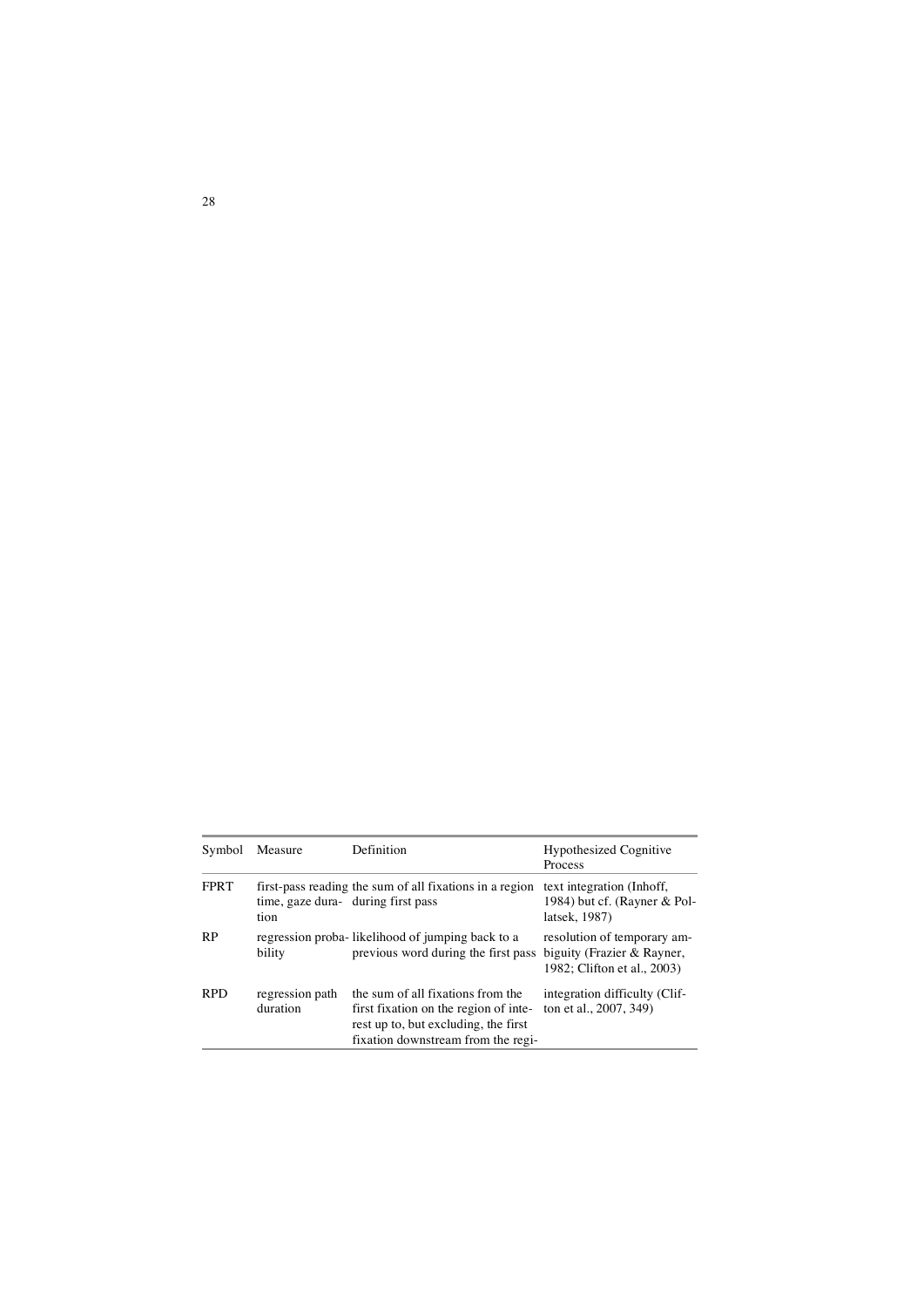| Symbol | Measure | Definition | Hypothesized Cognitive Process |
|---|---|---|---|
| FPRT | first-pass reading time, gaze duration | the sum of all fixations in a region during first pass | text integration (Inhoff, 1984) but cf. (Rayner & Pollatsek, 1987) |
| RP | regression probability | likelihood of jumping back to a previous word during the first pass | resolution of temporary ambiguity (Frazier & Rayner, 1982; Clifton et al., 2003) |
| RPD | regression path duration | the sum of all fixations from the first fixation on the region of interest up to, but excluding, the first fixation downstream from the regi- | integration difficulty (Clifton et al., 2007, 349) |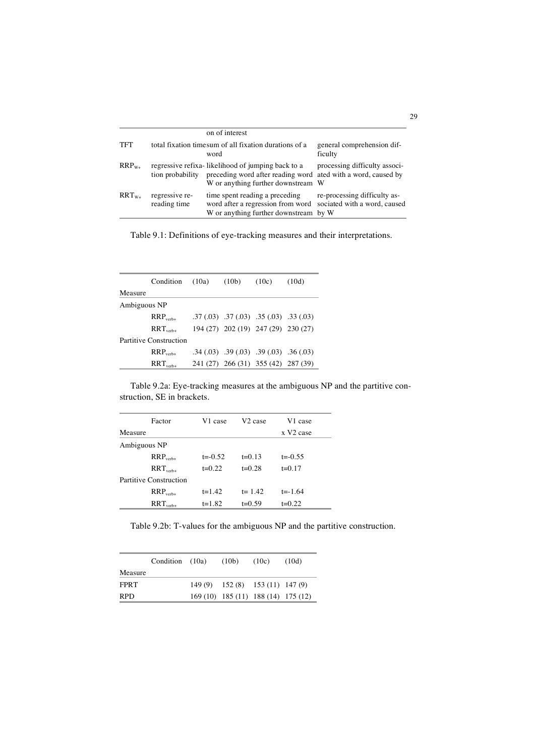| | | on of interest | |
|---|---|---|---|
| TFT | total fixation time | sum of all fixation durations of a word | general comprehension difficulty |
| $RRP_{W+}$ | regressive refixation probability | likelihood of jumping back to a preceding word after reading word W or anything further downstream | processing difficulty associated with a word, caused by W |
| $RRT_{W+}$ | regressive rereading time | time spent reading a preceding word after a regression from word W or anything further downstream | re-processing difficulty associated with a word, caused by W |

Table 9.1: Definitions of eye-tracking measures and their interpretations.

| Measure | Condition | (10a) | (10b) | (10c) | (10d) |
|---|---|---|---|---|---|
| Ambiguous NP | | | | | |
| | $RRP_{verb+}$ | .37 (.03) | .37 (.03) | .35 (.03) | .33 (.03) |
| | $RRT_{verb+}$ | 194 (27) | 202 (19) | 247 (29) | 230 (27) |
| Partitive Construction | | | | | |
| | $RRP_{verb+}$ | .34 (.03) | .39 (.03) | .39 (.03) | .36 (.03) |
| | $RRT_{verb+}$ | 241 (27) | 266 (31) | 355 (42) | 287 (39) |

Table 9.2a: Eye-tracking measures at the ambiguous NP and the partitive construction, SE in brackets.

| Measure | Factor | V1 case | V2 case | V1 case x V2 case |
|---|---|---|---|---|
| Ambiguous NP | | | | |
| | $RRP_{verb+}$ | t=-0.52 | t=0.13 | t=-0.55 |
| | $RRT_{verb+}$ | t=0.22 | t=0.28 | t=0.17 |
| Partitive Construction | | | | |
| | $RRP_{verb+}$ | t=1.42 | t= 1.42 | t=-1.64 |
| | $RRT_{verb+}$ | t=1.82 | t=0.59 | t=0.22 |

Table 9.2b: T-values for the ambiguous NP and the partitive construction.

| Measure | Condition | (10a) | (10b) | (10c) | (10d) |
|---|---|---|---|---|---|
| FPRT | | 149 (9) | 152 (8) | 153 (11) | 147 (9) |
| RPD | | 169 (10) | 185 (11) | 188 (14) | 175 (12) |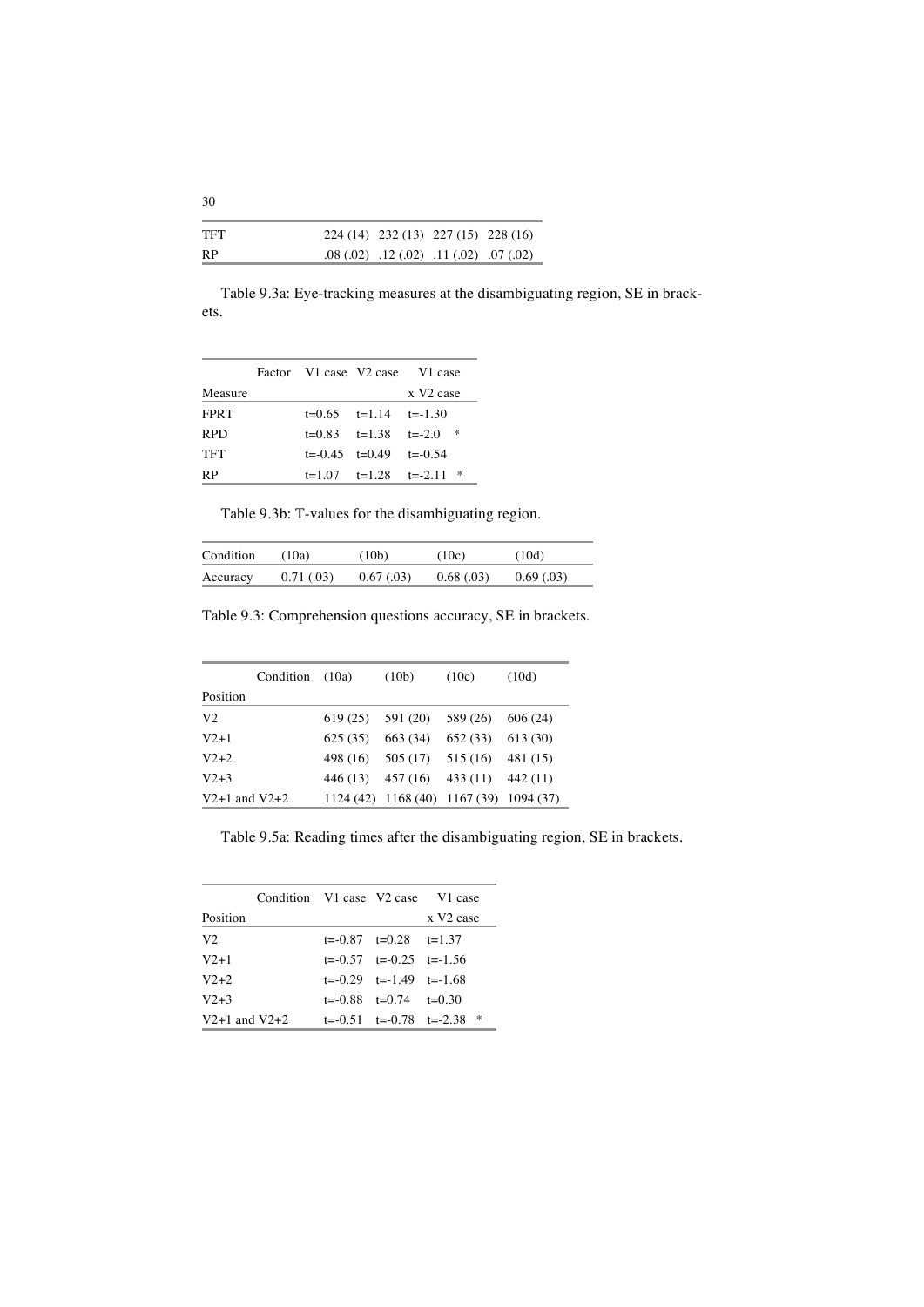| | | | | |
|---|---|---|---|---|
| TFT | 224 (14) | 232 (13) | 227 (15) | 228 (16) |
| RP | .08 (.02) | .12 (.02) | .11 (.02) | .07 (.02) |

Table 9.3a: Eye-tracking measures at the disambiguating region, SE in brackets.

| Factor / Measure | V1 case | V2 case | V1 case x V2 case |
|---|---|---|---|
| FPRT | t=0.65 | t=1.14 | t=-1.30 |
| RPD | t=0.83 | t=1.38 | t=-2.0 * |
| TFT | t=-0.45 | t=0.49 | t=-0.54 |
| RP | t=1.07 | t=1.28 | t=-2.11 * |

Table 9.3b: T-values for the disambiguating region.

| Condition | (10a) | (10b) | (10c) | (10d) |
|---|---|---|---|---|
| Accuracy | 0.71 (.03) | 0.67 (.03) | 0.68 (.03) | 0.69 (.03) |

Table 9.3: Comprehension questions accuracy, SE in brackets.

| Condition / Position | (10a) | (10b) | (10c) | (10d) |
|---|---|---|---|---|
| V2 | 619 (25) | 591 (20) | 589 (26) | 606 (24) |
| V2+1 | 625 (35) | 663 (34) | 652 (33) | 613 (30) |
| V2+2 | 498 (16) | 505 (17) | 515 (16) | 481 (15) |
| V2+3 | 446 (13) | 457 (16) | 433 (11) | 442 (11) |
| V2+1 and V2+2 | 1124 (42) | 1168 (40) | 1167 (39) | 1094 (37) |

Table 9.5a: Reading times after the disambiguating region, SE in brackets.

| Condition / Position | V1 case | V2 case | V1 case x V2 case |
|---|---|---|---|
| V2 | t=-0.87 | t=0.28 | t=1.37 |
| V2+1 | t=-0.57 | t=-0.25 | t=-1.56 |
| V2+2 | t=-0.29 | t=-1.49 | t=-1.68 |
| V2+3 | t=-0.88 | t=0.74 | t=0.30 |
| V2+1 and V2+2 | t=-0.51 | t=-0.78 | t=-2.38 * |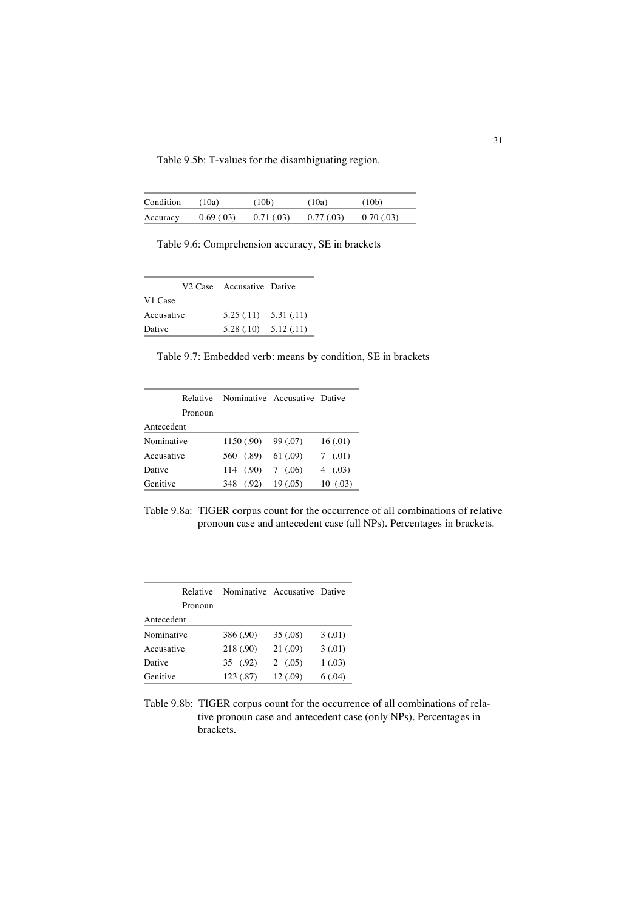Table 9.5b: T-values for the disambiguating region.

| Condition | (10a) | (10b) | (10a) | (10b) |
|---|---|---|---|---|
| Accuracy | 0.69 (.03) | 0.71 (.03) | 0.77 (.03) | 0.70 (.03) |

Table 9.6: Comprehension accuracy, SE in brackets

| V2 Case<br>V1 Case | Accusative | Dative |
|---|---|---|
| Accusative | 5.25 (.11) | 5.31 (.11) |
| Dative | 5.28 (.10) | 5.12 (.11) |

Table 9.7: Embedded verb: means by condition, SE in brackets

| Relative Pronoun<br>Antecedent | Nominative | Accusative | Dative |
|---|---|---|---|
| Nominative | 1150 (.90) | 99 (.07) | 16 (.01) |
| Accusative | 560 (.89) | 61 (.09) | 7 (.01) |
| Dative | 114 (.90) | 7 (.06) | 4 (.03) |
| Genitive | 348 (.92) | 19 (.05) | 10 (.03) |

Table 9.8a: TIGER corpus count for the occurrence of all combinations of relative pronoun case and antecedent case (all NPs). Percentages in brackets.

| Relative Pronoun<br>Antecedent | Nominative | Accusative | Dative |
|---|---|---|---|
| Nominative | 386 (.90) | 35 (.08) | 3 (.01) |
| Accusative | 218 (.90) | 21 (.09) | 3 (.01) |
| Dative | 35 (.92) | 2 (.05) | 1 (.03) |
| Genitive | 123 (.87) | 12 (.09) | 6 (.04) |

Table 9.8b: TIGER corpus count for the occurrence of all combinations of relative pronoun case and antecedent case (only NPs). Percentages in brackets.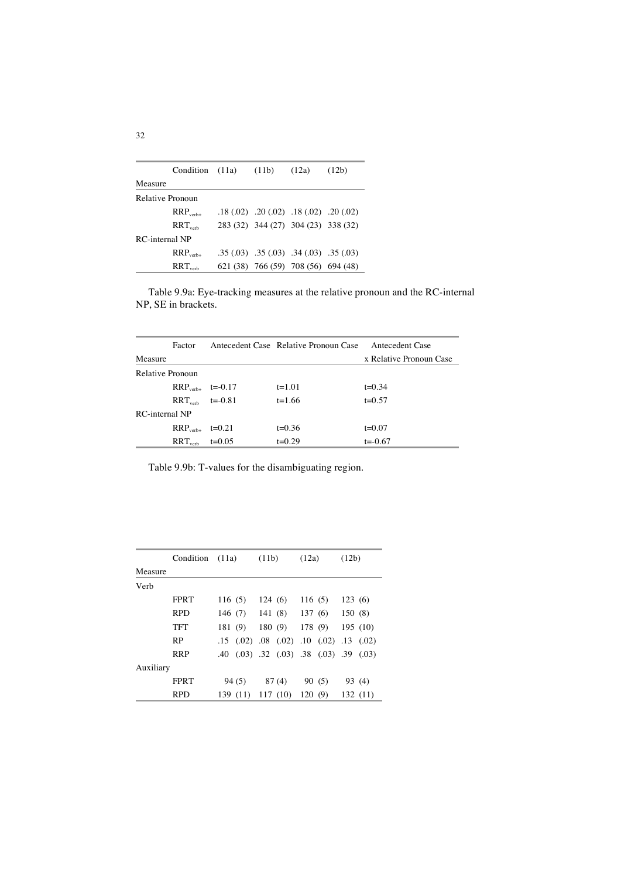| Measure | Condition | (11a) | (11b) | (12a) | (12b) |
|---|---|---|---|---|---|
| Relative Pronoun | | | | | |
| | $RRP_{verb+}$ | .18 (.02) | .20 (.02) | .18 (.02) | .20 (.02) |
| | $RRT_{verb}$ | 283 (32) | 344 (27) | 304 (23) | 338 (32) |
| RC-internal NP | | | | | |
| | $RRP_{verb+}$ | .35 (.03) | .35 (.03) | .34 (.03) | .35 (.03) |
| | $RRT_{verb}$ | 621 (38) | 766 (59) | 708 (56) | 694 (48) |

Table 9.9a: Eye-tracking measures at the relative pronoun and the RC-internal NP, SE in brackets.

| Measure | Factor | Antecedent Case | Relative Pronoun Case | Antecedent Case x Relative Pronoun Case |
|---|---|---|---|---|
| Relative Pronoun | | | | |
| | $RRP_{verb+}$ | t=-0.17 | t=1.01 | t=0.34 |
| | $RRT_{verb}$ | t=-0.81 | t=1.66 | t=0.57 |
| RC-internal NP | | | | |
| | $RRP_{verb+}$ | t=0.21 | t=0.36 | t=0.07 |
| | $RRT_{verb}$ | t=0.05 | t=0.29 | t=-0.67 |

Table 9.9b: T-values for the disambiguating region.

| Measure | Condition | (11a) | (11b) | (12a) | (12b) |
|---|---|---|---|---|---|
| Verb | | | | | |
| | FPRT | 116 (5) | 124 (6) | 116 (5) | 123 (6) |
| | RPD | 146 (7) | 141 (8) | 137 (6) | 150 (8) |
| | TFT | 181 (9) | 180 (9) | 178 (9) | 195 (10) |
| | RP | .15 (.02) | .08 (.02) | .10 (.02) | .13 (.02) |
| | RRP | .40 (.03) | .32 (.03) | .38 (.03) | .39 (.03) |
| Auxiliary | | | | | |
| | FPRT | 94 (5) | 87 (4) | 90 (5) | 93 (4) |
| | RPD | 139 (11) | 117 (10) | 120 (9) | 132 (11) |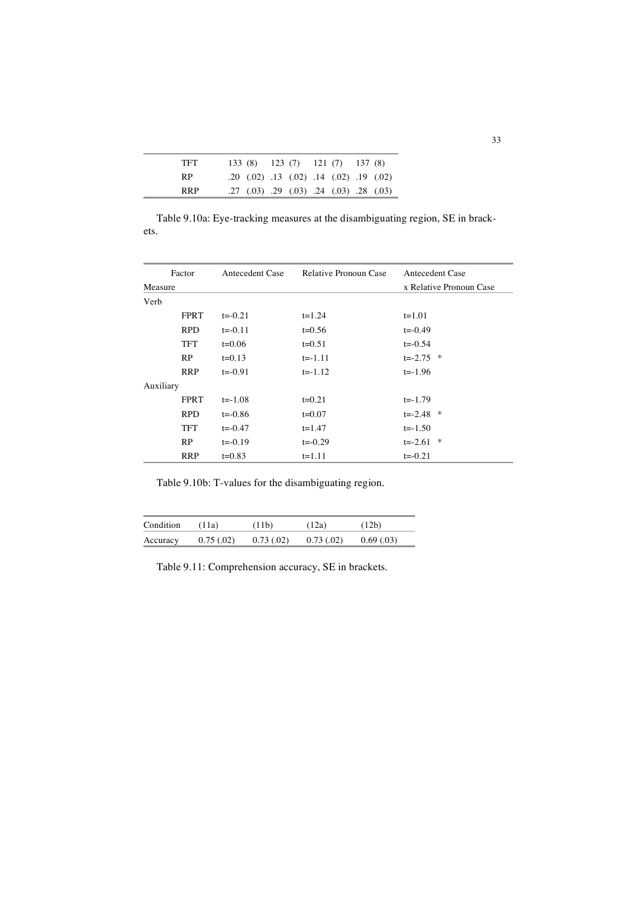| | | | | |
|---|---|---|---|---|
| TFT | 133 (8) | 123 (7) | 121 (7) | 137 (8) |
| RP | .20 (.02) | .13 (.02) | .14 (.02) | .19 (.02) |
| RRP | .27 (.03) | .29 (.03) | .24 (.03) | .28 (.03) |

Table 9.10a: Eye-tracking measures at the disambiguating region, SE in brackets.

| Factor / Measure | | Antecedent Case | Relative Pronoun Case | Antecedent Case x Relative Pronoun Case |
|---|---|---|---|---|
| Verb | | | | |
| | FPRT | t=-0.21 | t=1.24 | t=1.01 |
| | RPD | t=-0.11 | t=0.56 | t=-0.49 |
| | TFT | t=0.06 | t=0.51 | t=-0.54 |
| | RP | t=0.13 | t=-1.11 | t=-2.75 * |
| | RRP | t=-0.91 | t=-1.12 | t=-1.96 |
| Auxiliary | | | | |
| | FPRT | t=-1.08 | t=0.21 | t=-1.79 |
| | RPD | t=-0.86 | t=0.07 | t=-2.48 * |
| | TFT | t=-0.47 | t=1.47 | t=-1.50 |
| | RP | t=-0.19 | t=-0.29 | t=-2.61 * |
| | RRP | t=0.83 | t=1.11 | t=-0.21 |

Table 9.10b: T-values for the disambiguating region.

| Condition | (11a) | (11b) | (12a) | (12b) |
|---|---|---|---|---|
| Accuracy | 0.75 (.02) | 0.73 (.02) | 0.73 (.02) | 0.69 (.03) |

Table 9.11: Comprehension accuracy, SE in brackets.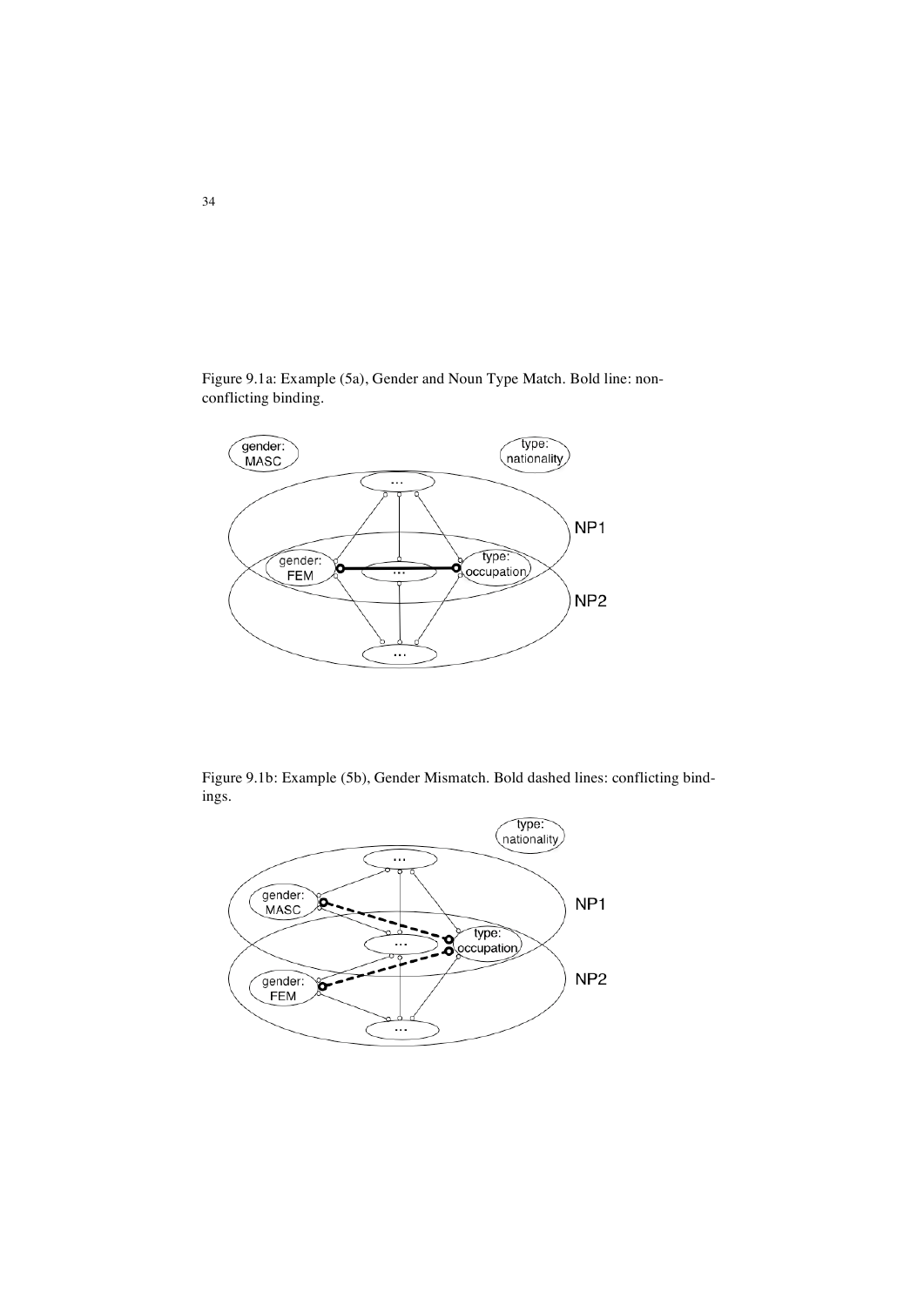Figure 9.1a: Example (5a), Gender and Noun Type Match. Bold line: non-conflicting binding.

Figure 9.1b: Example (5b), Gender Mismatch. Bold dashed lines: conflicting bindings.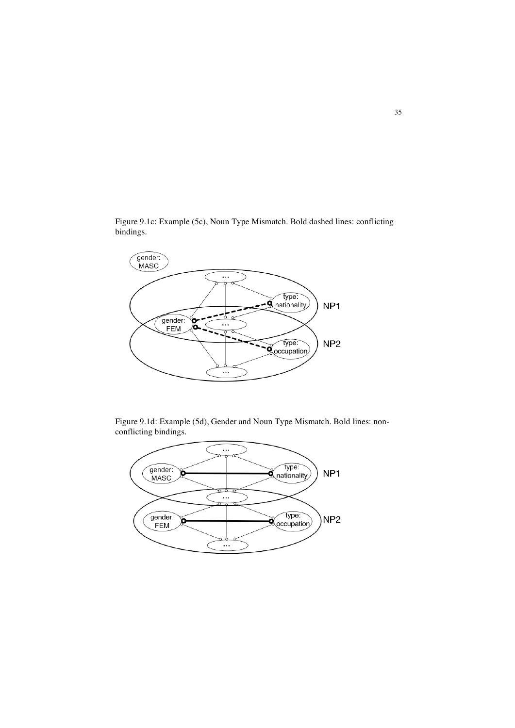Figure 9.1c: Example (5c), Noun Type Mismatch. Bold dashed lines: conflicting bindings.

gender: MASC

...

type: nationality

NP1

gender: FEM

...

type: occupation

NP2

...

Figure 9.1d: Example (5d), Gender and Noun Type Mismatch. Bold lines: non-conflicting bindings.

...

gender: MASC

type: nationality

NP1

...

gender: FEM

type: occupation

NP2

...